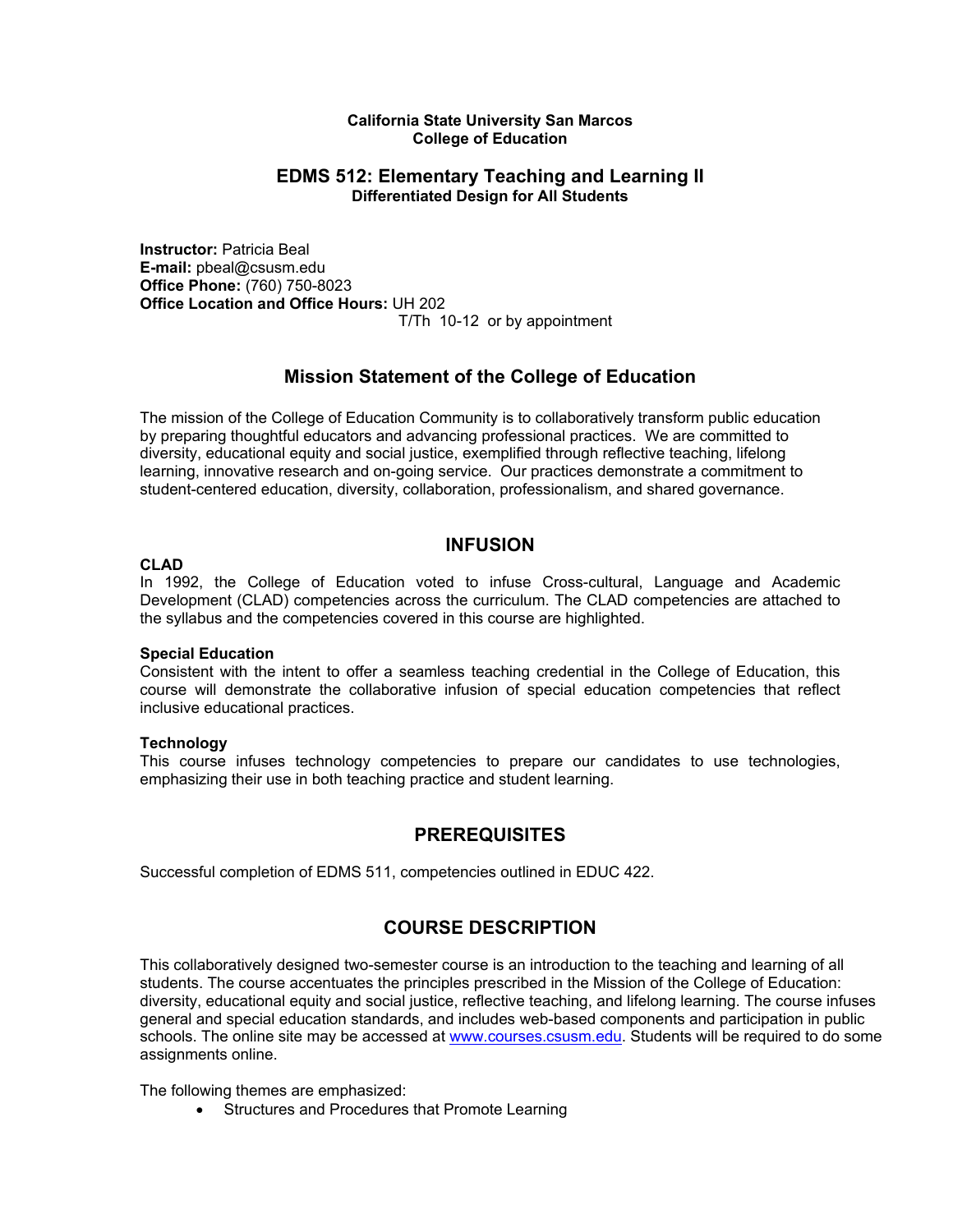**California State University San Marcos**
**College of Education**

# EDMS 512: Elementary Teaching and Learning II

**Differentiated Design for All Students**

**Instructor:** Patricia Beal
**E-mail:** pbeal@csusm.edu
**Office Phone:** (760) 750-8023
**Office Location and Office Hours:** UH 202
T/Th 10-12 or by appointment

## Mission Statement of the College of Education

The mission of the College of Education Community is to collaboratively transform public education by preparing thoughtful educators and advancing professional practices. We are committed to diversity, educational equity and social justice, exemplified through reflective teaching, lifelong learning, innovative research and on-going service. Our practices demonstrate a commitment to student-centered education, diversity, collaboration, professionalism, and shared governance.

## INFUSION

**CLAD**
In 1992, the College of Education voted to infuse Cross-cultural, Language and Academic Development (CLAD) competencies across the curriculum. The CLAD competencies are attached to the syllabus and the competencies covered in this course are highlighted.

**Special Education**
Consistent with the intent to offer a seamless teaching credential in the College of Education, this course will demonstrate the collaborative infusion of special education competencies that reflect inclusive educational practices.

**Technology**
This course infuses technology competencies to prepare our candidates to use technologies, emphasizing their use in both teaching practice and student learning.

## PREREQUISITES

Successful completion of EDMS 511, competencies outlined in EDUC 422.

## COURSE DESCRIPTION

This collaboratively designed two-semester course is an introduction to the teaching and learning of all students. The course accentuates the principles prescribed in the Mission of the College of Education: diversity, educational equity and social justice, reflective teaching, and lifelong learning. The course infuses general and special education standards, and includes web-based components and participation in public schools. The online site may be accessed at www.courses.csusm.edu. Students will be required to do some assignments online.

The following themes are emphasized:

- Structures and Procedures that Promote Learning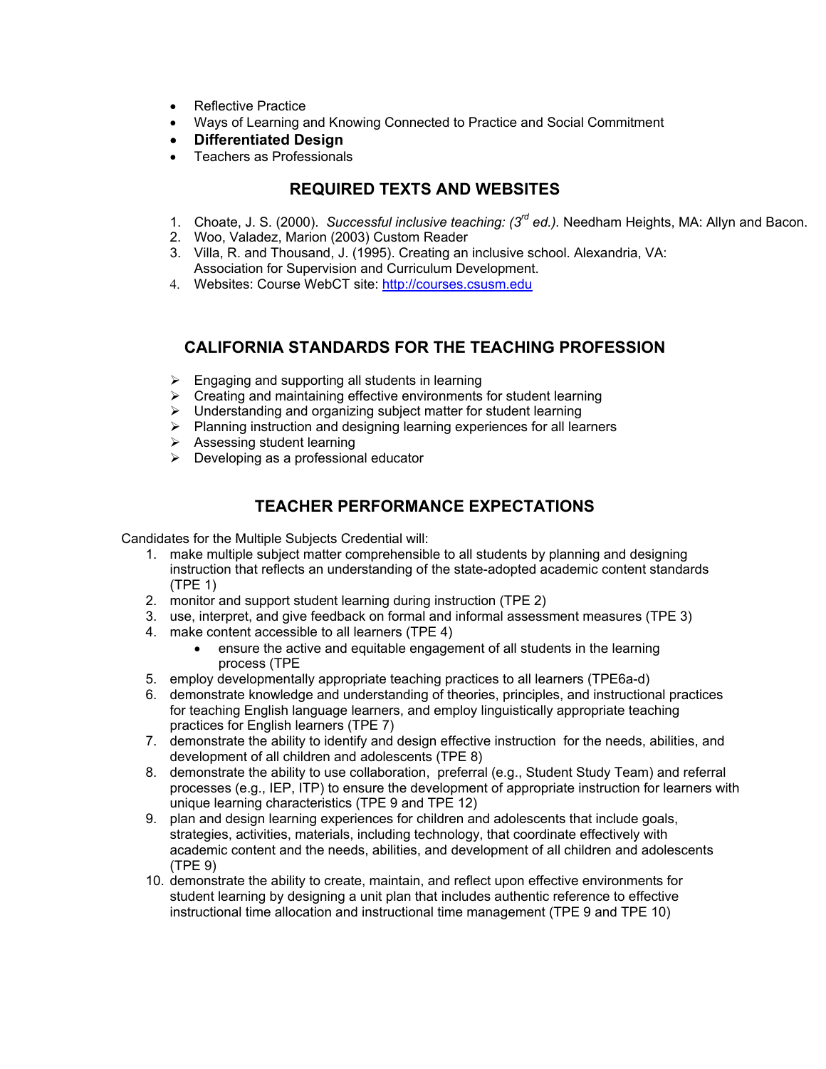- Reflective Practice
- Ways of Learning and Knowing Connected to Practice and Social Commitment
- **Differentiated Design**
- Teachers as Professionals

## REQUIRED TEXTS AND WEBSITES

1. Choate, J. S. (2000). *Successful inclusive teaching: (3rd ed.).* Needham Heights, MA: Allyn and Bacon.
2. Woo, Valadez, Marion (2003) Custom Reader
3. Villa, R. and Thousand, J. (1995). Creating an inclusive school. Alexandria, VA: Association for Supervision and Curriculum Development.
4. Websites: Course WebCT site: http://courses.csusm.edu

## CALIFORNIA STANDARDS FOR THE TEACHING PROFESSION

- Engaging and supporting all students in learning
- Creating and maintaining effective environments for student learning
- Understanding and organizing subject matter for student learning
- Planning instruction and designing learning experiences for all learners
- Assessing student learning
- Developing as a professional educator

## TEACHER PERFORMANCE EXPECTATIONS

Candidates for the Multiple Subjects Credential will:

1. make multiple subject matter comprehensible to all students by planning and designing instruction that reflects an understanding of the state-adopted academic content standards (TPE 1)
2. monitor and support student learning during instruction (TPE 2)
3. use, interpret, and give feedback on formal and informal assessment measures (TPE 3)
4. make content accessible to all learners (TPE 4)
   - ensure the active and equitable engagement of all students in the learning process (TPE
5. employ developmentally appropriate teaching practices to all learners (TPE6a-d)
6. demonstrate knowledge and understanding of theories, principles, and instructional practices for teaching English language learners, and employ linguistically appropriate teaching practices for English learners (TPE 7)
7. demonstrate the ability to identify and design effective instruction for the needs, abilities, and development of all children and adolescents (TPE 8)
8. demonstrate the ability to use collaboration, preferral (e.g., Student Study Team) and referral processes (e.g., IEP, ITP) to ensure the development of appropriate instruction for learners with unique learning characteristics (TPE 9 and TPE 12)
9. plan and design learning experiences for children and adolescents that include goals, strategies, activities, materials, including technology, that coordinate effectively with academic content and the needs, abilities, and development of all children and adolescents (TPE 9)
10. demonstrate the ability to create, maintain, and reflect upon effective environments for student learning by designing a unit plan that includes authentic reference to effective instructional time allocation and instructional time management (TPE 9 and TPE 10)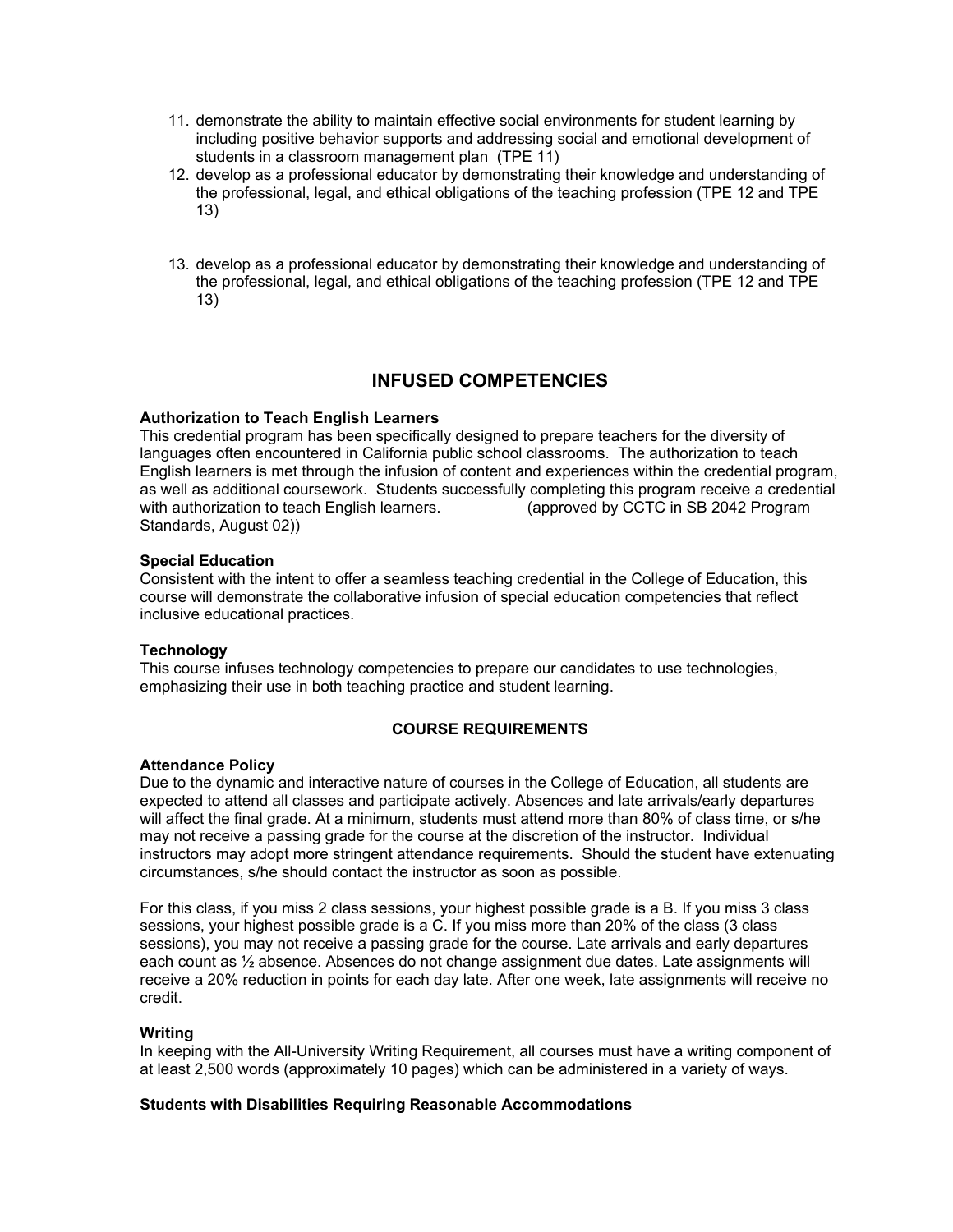11. demonstrate the ability to maintain effective social environments for student learning by including positive behavior supports and addressing social and emotional development of students in a classroom management plan (TPE 11)
12. develop as a professional educator by demonstrating their knowledge and understanding of the professional, legal, and ethical obligations of the teaching profession (TPE 12 and TPE 13)
13. develop as a professional educator by demonstrating their knowledge and understanding of the professional, legal, and ethical obligations of the teaching profession (TPE 12 and TPE 13)

## INFUSED COMPETENCIES

**Authorization to Teach English Learners**
This credential program has been specifically designed to prepare teachers for the diversity of languages often encountered in California public school classrooms. The authorization to teach English learners is met through the infusion of content and experiences within the credential program, as well as additional coursework. Students successfully completing this program receive a credential with authorization to teach English learners. (approved by CCTC in SB 2042 Program Standards, August 02))

**Special Education**
Consistent with the intent to offer a seamless teaching credential in the College of Education, this course will demonstrate the collaborative infusion of special education competencies that reflect inclusive educational practices.

**Technology**
This course infuses technology competencies to prepare our candidates to use technologies, emphasizing their use in both teaching practice and student learning.

### COURSE REQUIREMENTS

**Attendance Policy**
Due to the dynamic and interactive nature of courses in the College of Education, all students are expected to attend all classes and participate actively. Absences and late arrivals/early departures will affect the final grade. At a minimum, students must attend more than 80% of class time, or s/he may not receive a passing grade for the course at the discretion of the instructor. Individual instructors may adopt more stringent attendance requirements. Should the student have extenuating circumstances, s/he should contact the instructor as soon as possible.

For this class, if you miss 2 class sessions, your highest possible grade is a B. If you miss 3 class sessions, your highest possible grade is a C. If you miss more than 20% of the class (3 class sessions), you may not receive a passing grade for the course. Late arrivals and early departures each count as ½ absence. Absences do not change assignment due dates. Late assignments will receive a 20% reduction in points for each day late. After one week, late assignments will receive no credit.

**Writing**
In keeping with the All-University Writing Requirement, all courses must have a writing component of at least 2,500 words (approximately 10 pages) which can be administered in a variety of ways.

**Students with Disabilities Requiring Reasonable Accommodations**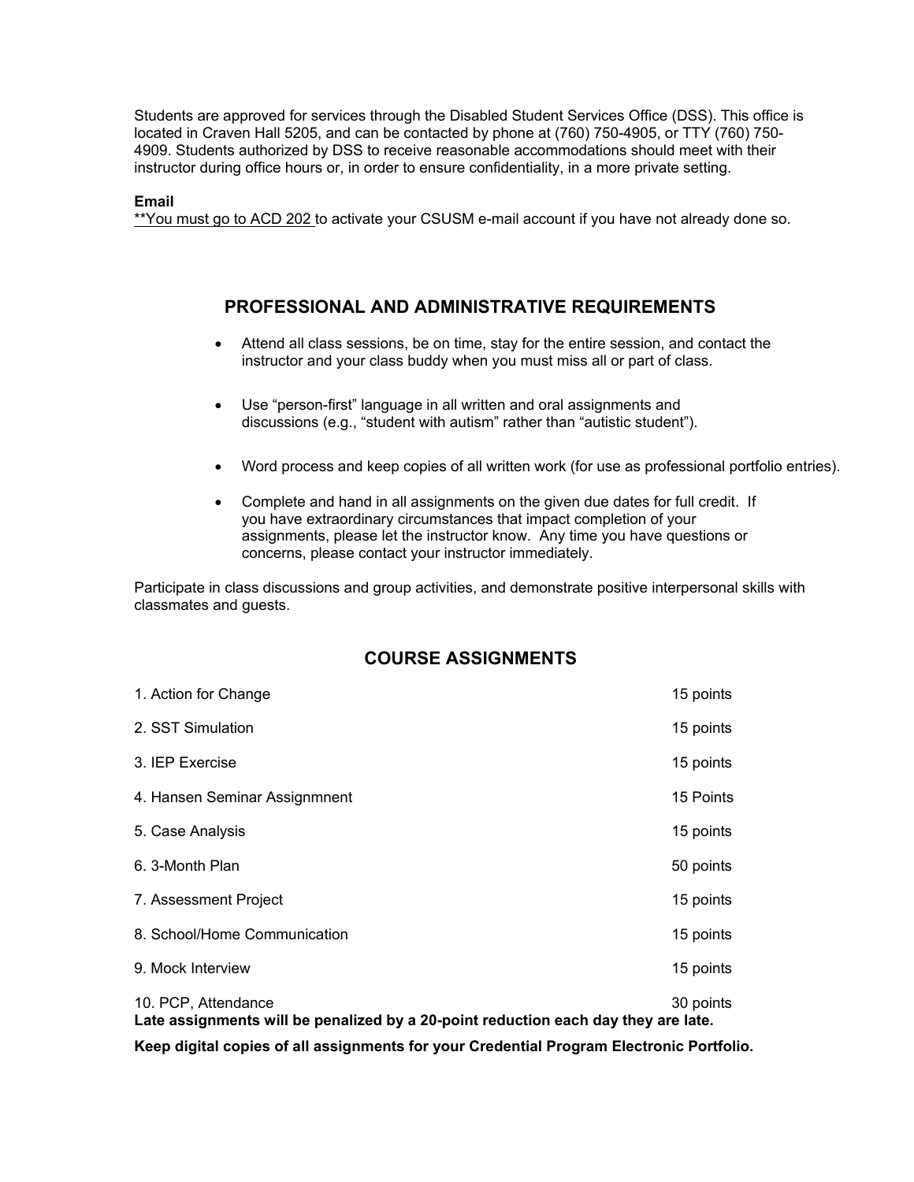Students are approved for services through the Disabled Student Services Office (DSS). This office is located in Craven Hall 5205, and can be contacted by phone at (760) 750-4905, or TTY (760) 750-4909. Students authorized by DSS to receive reasonable accommodations should meet with their instructor during office hours or, in order to ensure confidentiality, in a more private setting.

**Email**

**You must go to ACD 202 to activate your CSUSM e-mail account if you have not already done so.

## PROFESSIONAL AND ADMINISTRATIVE REQUIREMENTS

- Attend all class sessions, be on time, stay for the entire session, and contact the instructor and your class buddy when you must miss all or part of class.
- Use "person-first" language in all written and oral assignments and discussions (e.g., "student with autism" rather than "autistic student").
- Word process and keep copies of all written work (for use as professional portfolio entries).
- Complete and hand in all assignments on the given due dates for full credit. If you have extraordinary circumstances that impact completion of your assignments, please let the instructor know. Any time you have questions or concerns, please contact your instructor immediately.

Participate in class discussions and group activities, and demonstrate positive interpersonal skills with classmates and guests.

## COURSE ASSIGNMENTS

| | |
|---|---|
| 1. Action for Change | 15 points |
| 2. SST Simulation | 15 points |
| 3. IEP Exercise | 15 points |
| 4. Hansen Seminar Assignmnent | 15 Points |
| 5. Case Analysis | 15 points |
| 6. 3-Month Plan | 50 points |
| 7. Assessment Project | 15 points |
| 8. School/Home Communication | 15 points |
| 9. Mock Interview | 15 points |
| 10. PCP, Attendance | 30 points |

**Late assignments will be penalized by a 20-point reduction each day they are late.**

**Keep digital copies of all assignments for your Credential Program Electronic Portfolio.**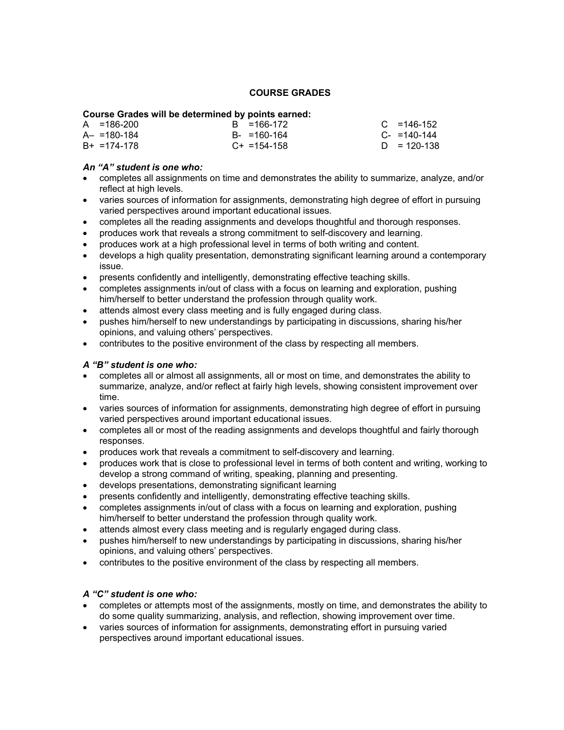## COURSE GRADES

**Course Grades will be determined by points earned:**

| | | |
|---|---|---|
| A =186-200 | B =166-172 | C =146-152 |
| A– =180-184 | B- =160-164 | C- =140-144 |
| B+ =174-178 | C+ =154-158 | D = 120-138 |

***An "A" student is one who:***

- completes all assignments on time and demonstrates the ability to summarize, analyze, and/or reflect at high levels.
- varies sources of information for assignments, demonstrating high degree of effort in pursuing varied perspectives around important educational issues.
- completes all the reading assignments and develops thoughtful and thorough responses.
- produces work that reveals a strong commitment to self-discovery and learning.
- produces work at a high professional level in terms of both writing and content.
- develops a high quality presentation, demonstrating significant learning around a contemporary issue.
- presents confidently and intelligently, demonstrating effective teaching skills.
- completes assignments in/out of class with a focus on learning and exploration, pushing him/herself to better understand the profession through quality work.
- attends almost every class meeting and is fully engaged during class.
- pushes him/herself to new understandings by participating in discussions, sharing his/her opinions, and valuing others' perspectives.
- contributes to the positive environment of the class by respecting all members.

***A "B" student is one who:***

- completes all or almost all assignments, all or most on time, and demonstrates the ability to summarize, analyze, and/or reflect at fairly high levels, showing consistent improvement over time.
- varies sources of information for assignments, demonstrating high degree of effort in pursuing varied perspectives around important educational issues.
- completes all or most of the reading assignments and develops thoughtful and fairly thorough responses.
- produces work that reveals a commitment to self-discovery and learning.
- produces work that is close to professional level in terms of both content and writing, working to develop a strong command of writing, speaking, planning and presenting.
- develops presentations, demonstrating significant learning
- presents confidently and intelligently, demonstrating effective teaching skills.
- completes assignments in/out of class with a focus on learning and exploration, pushing him/herself to better understand the profession through quality work.
- attends almost every class meeting and is regularly engaged during class.
- pushes him/herself to new understandings by participating in discussions, sharing his/her opinions, and valuing others' perspectives.
- contributes to the positive environment of the class by respecting all members.

***A "C" student is one who:***

- completes or attempts most of the assignments, mostly on time, and demonstrates the ability to do some quality summarizing, analysis, and reflection, showing improvement over time.
- varies sources of information for assignments, demonstrating effort in pursuing varied perspectives around important educational issues.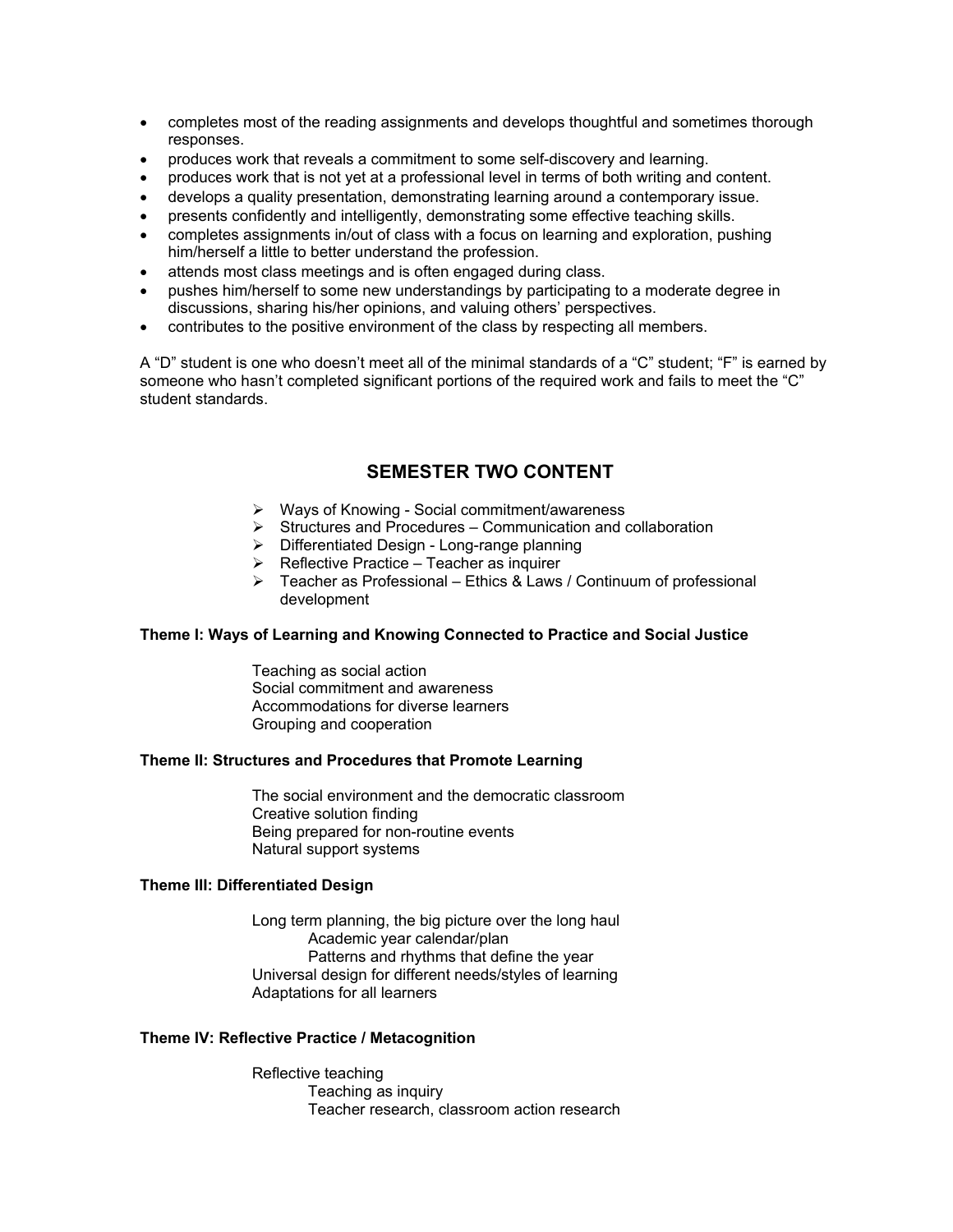- completes most of the reading assignments and develops thoughtful and sometimes thorough responses.
- produces work that reveals a commitment to some self-discovery and learning.
- produces work that is not yet at a professional level in terms of both writing and content.
- develops a quality presentation, demonstrating learning around a contemporary issue.
- presents confidently and intelligently, demonstrating some effective teaching skills.
- completes assignments in/out of class with a focus on learning and exploration, pushing him/herself a little to better understand the profession.
- attends most class meetings and is often engaged during class.
- pushes him/herself to some new understandings by participating to a moderate degree in discussions, sharing his/her opinions, and valuing others' perspectives.
- contributes to the positive environment of the class by respecting all members.

A "D" student is one who doesn't meet all of the minimal standards of a "C" student; "F" is earned by someone who hasn't completed significant portions of the required work and fails to meet the "C" student standards.

## SEMESTER TWO CONTENT

- Ways of Knowing - Social commitment/awareness
- Structures and Procedures – Communication and collaboration
- Differentiated Design - Long-range planning
- Reflective Practice – Teacher as inquirer
- Teacher as Professional – Ethics & Laws / Continuum of professional development

**Theme I: Ways of Learning and Knowing Connected to Practice and Social Justice**

Teaching as social action
Social commitment and awareness
Accommodations for diverse learners
Grouping and cooperation

**Theme II: Structures and Procedures that Promote Learning**

The social environment and the democratic classroom
Creative solution finding
Being prepared for non-routine events
Natural support systems

**Theme III: Differentiated Design**

Long term planning, the big picture over the long haul
- Academic year calendar/plan
- Patterns and rhythms that define the year

Universal design for different needs/styles of learning
Adaptations for all learners

**Theme IV: Reflective Practice / Metacognition**

Reflective teaching
- Teaching as inquiry
- Teacher research, classroom action research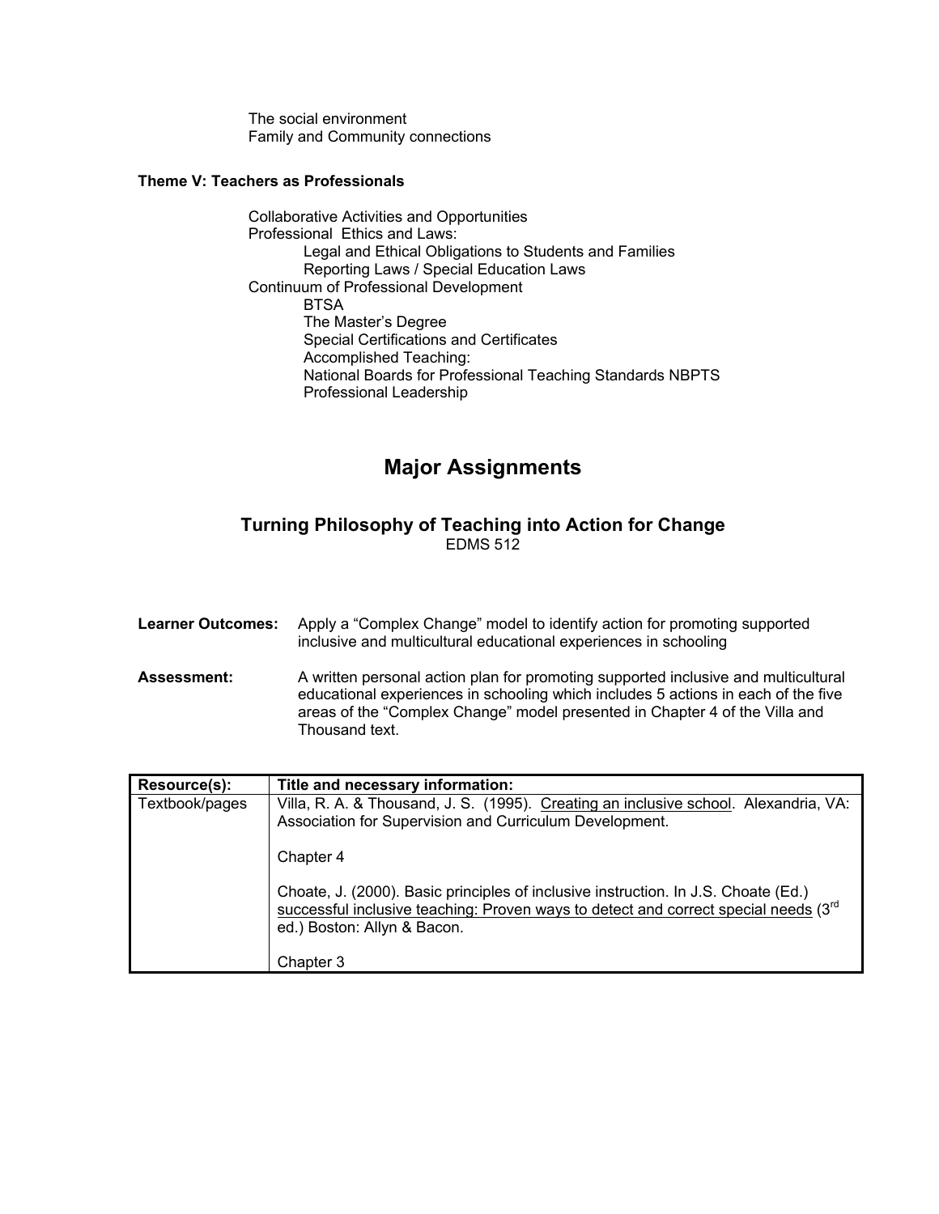- The social environment
- Family and Community connections

**Theme V: Teachers as Professionals**

- Collaborative Activities and Opportunities
- Professional Ethics and Laws:
  - Legal and Ethical Obligations to Students and Families
  - Reporting Laws / Special Education Laws
- Continuum of Professional Development
  - BTSA
  - The Master's Degree
  - Special Certifications and Certificates
  - Accomplished Teaching:
  - National Boards for Professional Teaching Standards NBPTS
  - Professional Leadership

# Major Assignments

## Turning Philosophy of Teaching into Action for Change

EDMS 512

**Learner Outcomes:** Apply a "Complex Change" model to identify action for promoting supported inclusive and multicultural educational experiences in schooling

**Assessment:** A written personal action plan for promoting supported inclusive and multicultural educational experiences in schooling which includes 5 actions in each of the five areas of the "Complex Change" model presented in Chapter 4 of the Villa and Thousand text.

| Resource(s): | Title and necessary information: |
|---|---|
| Textbook/pages | Villa, R. A. & Thousand, J. S. (1995). Creating an inclusive school. Alexandria, VA: Association for Supervision and Curriculum Development.<br><br>Chapter 4<br><br>Choate, J. (2000). Basic principles of inclusive instruction. In J.S. Choate (Ed.) successful inclusive teaching: Proven ways to detect and correct special needs (3rd ed.) Boston: Allyn & Bacon.<br><br>Chapter 3 |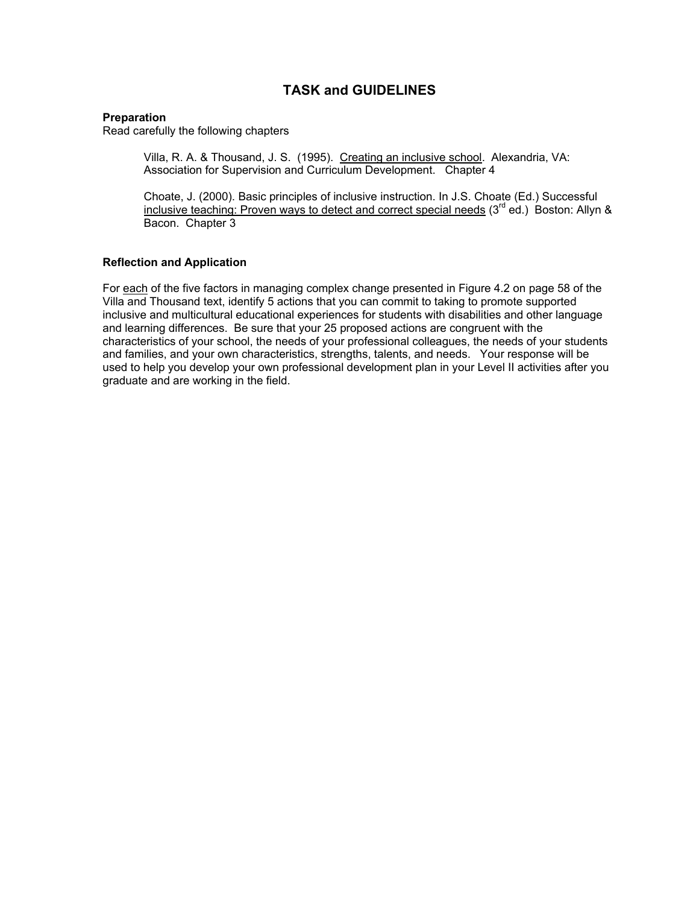# TASK and GUIDELINES

**Preparation**

Read carefully the following chapters

> Villa, R. A. & Thousand, J. S. (1995). Creating an inclusive school. Alexandria, VA: Association for Supervision and Curriculum Development. Chapter 4
>
> Choate, J. (2000). Basic principles of inclusive instruction. In J.S. Choate (Ed.) Successful inclusive teaching: Proven ways to detect and correct special needs (3rd ed.) Boston: Allyn & Bacon. Chapter 3

**Reflection and Application**

For each of the five factors in managing complex change presented in Figure 4.2 on page 58 of the Villa and Thousand text, identify 5 actions that you can commit to taking to promote supported inclusive and multicultural educational experiences for students with disabilities and other language and learning differences. Be sure that your 25 proposed actions are congruent with the characteristics of your school, the needs of your professional colleagues, the needs of your students and families, and your own characteristics, strengths, talents, and needs. Your response will be used to help you develop your own professional development plan in your Level II activities after you graduate and are working in the field.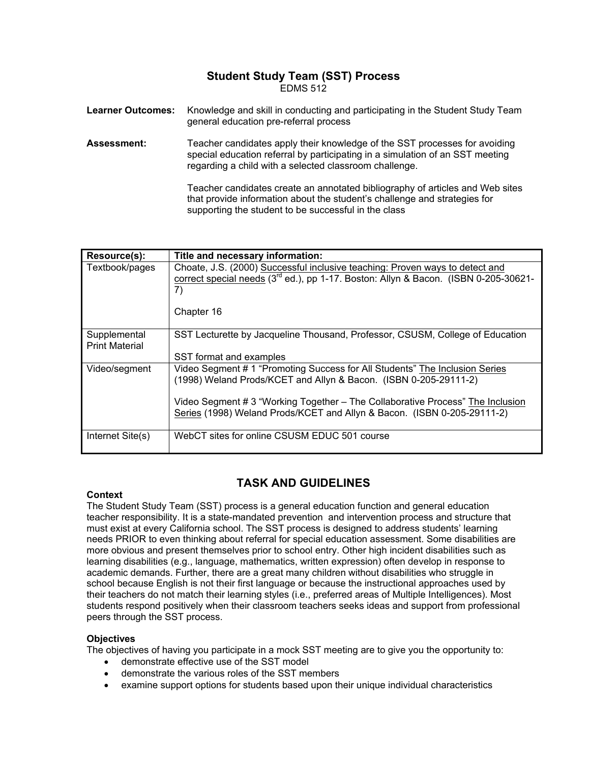# Student Study Team (SST) Process

EDMS 512

**Learner Outcomes:** Knowledge and skill in conducting and participating in the Student Study Team general education pre-referral process

**Assessment:** Teacher candidates apply their knowledge of the SST processes for avoiding special education referral by participating in a simulation of an SST meeting regarding a child with a selected classroom challenge.

Teacher candidates create an annotated bibliography of articles and Web sites that provide information about the student's challenge and strategies for supporting the student to be successful in the class

| Resource(s): | Title and necessary information: |
|---|---|
| Textbook/pages | Choate, J.S. (2000) Successful inclusive teaching: Proven ways to detect and correct special needs (3rd ed.), pp 1-17. Boston: Allyn & Bacon. (ISBN 0-205-30621-7)<br><br>Chapter 16 |
| Supplemental Print Material | SST Lecturette by Jacqueline Thousand, Professor, CSUSM, College of Education<br><br>SST format and examples |
| Video/segment | Video Segment # 1 "Promoting Success for All Students" The Inclusion Series (1998) Weland Prods/KCET and Allyn & Bacon. (ISBN 0-205-29111-2)<br><br>Video Segment # 3 "Working Together – The Collaborative Process" The Inclusion Series (1998) Weland Prods/KCET and Allyn & Bacon. (ISBN 0-205-29111-2) |
| Internet Site(s) | WebCT sites for online CSUSM EDUC 501 course |

## TASK AND GUIDELINES

### Context

The Student Study Team (SST) process is a general education function and general education teacher responsibility. It is a state-mandated prevention and intervention process and structure that must exist at every California school. The SST process is designed to address students' learning needs PRIOR to even thinking about referral for special education assessment. Some disabilities are more obvious and present themselves prior to school entry. Other high incident disabilities such as learning disabilities (e.g., language, mathematics, written expression) often develop in response to academic demands. Further, there are a great many children without disabilities who struggle in school because English is not their first language or because the instructional approaches used by their teachers do not match their learning styles (i.e., preferred areas of Multiple Intelligences). Most students respond positively when their classroom teachers seeks ideas and support from professional peers through the SST process.

### Objectives

The objectives of having you participate in a mock SST meeting are to give you the opportunity to:

- demonstrate effective use of the SST model
- demonstrate the various roles of the SST members
- examine support options for students based upon their unique individual characteristics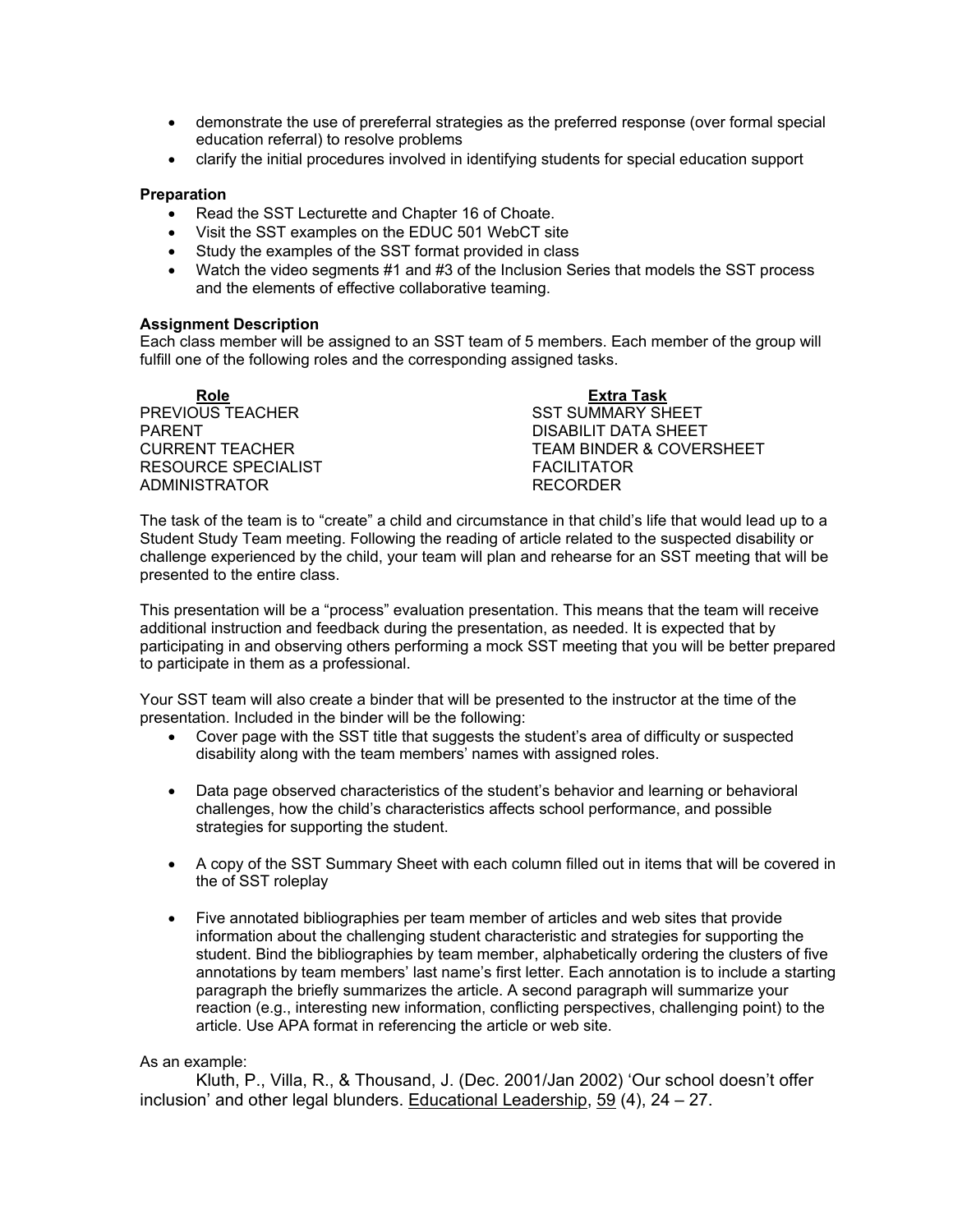- demonstrate the use of prereferral strategies as the preferred response (over formal special education referral) to resolve problems
- clarify the initial procedures involved in identifying students for special education support

**Preparation**

- Read the SST Lecturette and Chapter 16 of Choate.
- Visit the SST examples on the EDUC 501 WebCT site
- Study the examples of the SST format provided in class
- Watch the video segments #1 and #3 of the Inclusion Series that models the SST process and the elements of effective collaborative teaming.

**Assignment Description**

Each class member will be assigned to an SST team of 5 members. Each member of the group will fulfill one of the following roles and the corresponding assigned tasks.

| Role | Extra Task |
|---|---|
| PREVIOUS TEACHER | SST SUMMARY SHEET |
| PARENT | DISABILIT DATA SHEET |
| CURRENT TEACHER | TEAM BINDER & COVERSHEET |
| RESOURCE SPECIALIST | FACILITATOR |
| ADMINISTRATOR | RECORDER |

The task of the team is to "create" a child and circumstance in that child's life that would lead up to a Student Study Team meeting. Following the reading of article related to the suspected disability or challenge experienced by the child, your team will plan and rehearse for an SST meeting that will be presented to the entire class.

This presentation will be a "process" evaluation presentation. This means that the team will receive additional instruction and feedback during the presentation, as needed. It is expected that by participating in and observing others performing a mock SST meeting that you will be better prepared to participate in them as a professional.

Your SST team will also create a binder that will be presented to the instructor at the time of the presentation. Included in the binder will be the following:

- Cover page with the SST title that suggests the student's area of difficulty or suspected disability along with the team members' names with assigned roles.

- Data page observed characteristics of the student's behavior and learning or behavioral challenges, how the child's characteristics affects school performance, and possible strategies for supporting the student.

- A copy of the SST Summary Sheet with each column filled out in items that will be covered in the of SST roleplay

- Five annotated bibliographies per team member of articles and web sites that provide information about the challenging student characteristic and strategies for supporting the student. Bind the bibliographies by team member, alphabetically ordering the clusters of five annotations by team members' last name's first letter. Each annotation is to include a starting paragraph the briefly summarizes the article. A second paragraph will summarize your reaction (e.g., interesting new information, conflicting perspectives, challenging point) to the article. Use APA format in referencing the article or web site.

As an example:

Kluth, P., Villa, R., & Thousand, J. (Dec. 2001/Jan 2002) 'Our school doesn't offer inclusion' and other legal blunders. Educational Leadership, 59 (4), 24 – 27.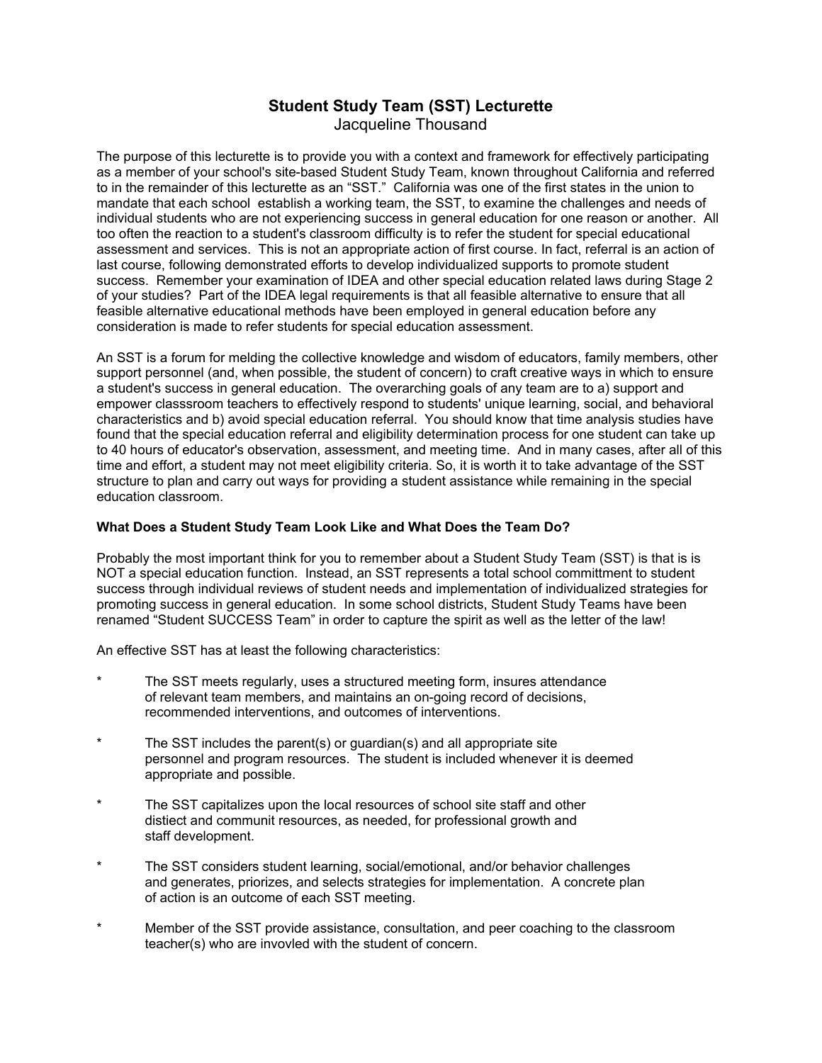# Student Study Team (SST) Lecturette

Jacqueline Thousand

The purpose of this lecturette is to provide you with a context and framework for effectively participating as a member of your school's site-based Student Study Team, known throughout California and referred to in the remainder of this lecturette as an "SST." California was one of the first states in the union to mandate that each school establish a working team, the SST, to examine the challenges and needs of individual students who are not experiencing success in general education for one reason or another. All too often the reaction to a student's classroom difficulty is to refer the student for special educational assessment and services. This is not an appropriate action of first course. In fact, referral is an action of last course, following demonstrated efforts to develop individualized supports to promote student success. Remember your examination of IDEA and other special education related laws during Stage 2 of your studies? Part of the IDEA legal requirements is that all feasible alternative to ensure that all feasible alternative educational methods have been employed in general education before any consideration is made to refer students for special education assessment.

An SST is a forum for melding the collective knowledge and wisdom of educators, family members, other support personnel (and, when possible, the student of concern) to craft creative ways in which to ensure a student's success in general education. The overarching goals of any team are to a) support and empower classsroom teachers to effectively respond to students' unique learning, social, and behavioral characteristics and b) avoid special education referral. You should know that time analysis studies have found that the special education referral and eligibility determination process for one student can take up to 40 hours of educator's observation, assessment, and meeting time. And in many cases, after all of this time and effort, a student may not meet eligibility criteria. So, it is worth it to take advantage of the SST structure to plan and carry out ways for providing a student assistance while remaining in the special education classroom.

**What Does a Student Study Team Look Like and What Does the Team Do?**

Probably the most important think for you to remember about a Student Study Team (SST) is that is is NOT a special education function. Instead, an SST represents a total school committment to student success through individual reviews of student needs and implementation of individualized strategies for promoting success in general education. In some school districts, Student Study Teams have been renamed "Student SUCCESS Team" in order to capture the spirit as well as the letter of the law!

An effective SST has at least the following characteristics:

* The SST meets regularly, uses a structured meeting form, insures attendance of relevant team members, and maintains an on-going record of decisions, recommended interventions, and outcomes of interventions.
* The SST includes the parent(s) or guardian(s) and all appropriate site personnel and program resources. The student is included whenever it is deemed appropriate and possible.
* The SST capitalizes upon the local resources of school site staff and other distiect and communit resources, as needed, for professional growth and staff development.
* The SST considers student learning, social/emotional, and/or behavior challenges and generates, priorizes, and selects strategies for implementation. A concrete plan of action is an outcome of each SST meeting.
* Member of the SST provide assistance, consultation, and peer coaching to the classroom teacher(s) who are invovled with the student of concern.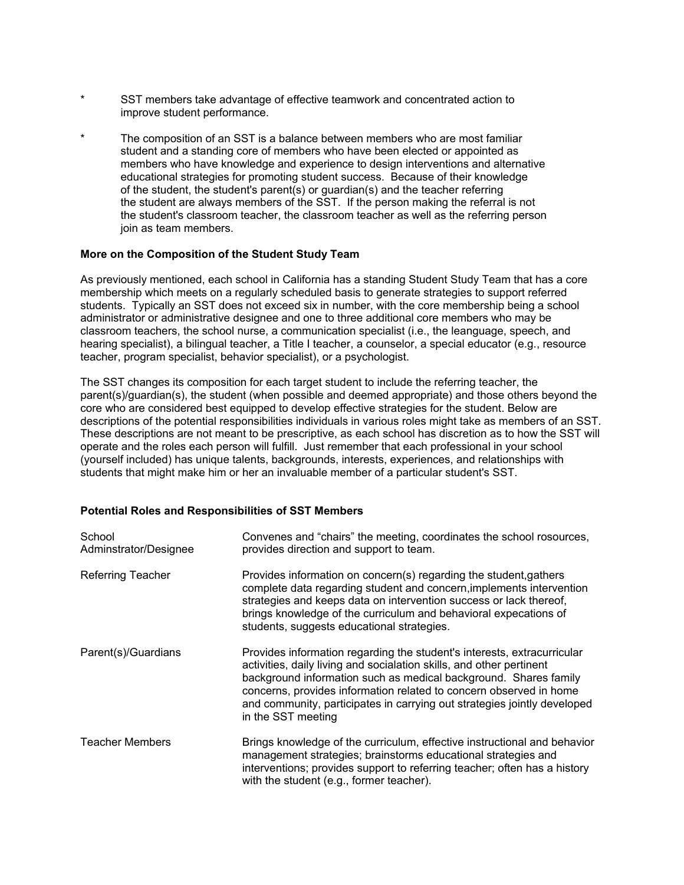* SST members take advantage of effective teamwork and concentrated action to improve student performance.

* The composition of an SST is a balance between members who are most familiar student and a standing core of members who have been elected or appointed as members who have knowledge and experience to design interventions and alternative educational strategies for promoting student success. Because of their knowledge of the student, the student's parent(s) or guardian(s) and the teacher referring the student are always members of the SST. If the person making the referral is not the student's classroom teacher, the classroom teacher as well as the referring person join as team members.

**More on the Composition of the Student Study Team**

As previously mentioned, each school in California has a standing Student Study Team that has a core membership which meets on a regularly scheduled basis to generate strategies to support referred students. Typically an SST does not exceed six in number, with the core membership being a school administrator or administrative designee and one to three additional core members who may be classroom teachers, the school nurse, a communication specialist (i.e., the leanguage, speech, and hearing specialist), a bilingual teacher, a Title I teacher, a counselor, a special educator (e.g., resource teacher, program specialist, behavior specialist), or a psychologist.

The SST changes its composition for each target student to include the referring teacher, the parent(s)/guardian(s), the student (when possible and deemed appropriate) and those others beyond the core who are considered best equipped to develop effective strategies for the student. Below are descriptions of the potential responsibilities individuals in various roles might take as members of an SST. These descriptions are not meant to be prescriptive, as each school has discretion as to how the SST will operate and the roles each person will fulfill. Just remember that each professional in your school (yourself included) has unique talents, backgrounds, interests, experiences, and relationships with students that might make him or her an invaluable member of a particular student's SST.

**Potential Roles and Responsibilities of SST Members**

| | |
|---|---|
| School Adminstrator/Designee | Convenes and "chairs" the meeting, coordinates the school rosources, provides direction and support to team. |
| Referring Teacher | Provides information on concern(s) regarding the student,gathers complete data regarding student and concern,implements intervention strategies and keeps data on intervention success or lack thereof, brings knowledge of the curriculum and behavioral expecations of students, suggests educational strategies. |
| Parent(s)/Guardians | Provides information regarding the student's interests, extracurricular activities, daily living and socialation skills, and other pertinent background information such as medical background. Shares family concerns, provides information related to concern observed in home and community, participates in carrying out strategies jointly developed in the SST meeting |
| Teacher Members | Brings knowledge of the curriculum, effective instructional and behavior management strategies; brainstorms educational strategies and interventions; provides support to referring teacher; often has a history with the student (e.g., former teacher). |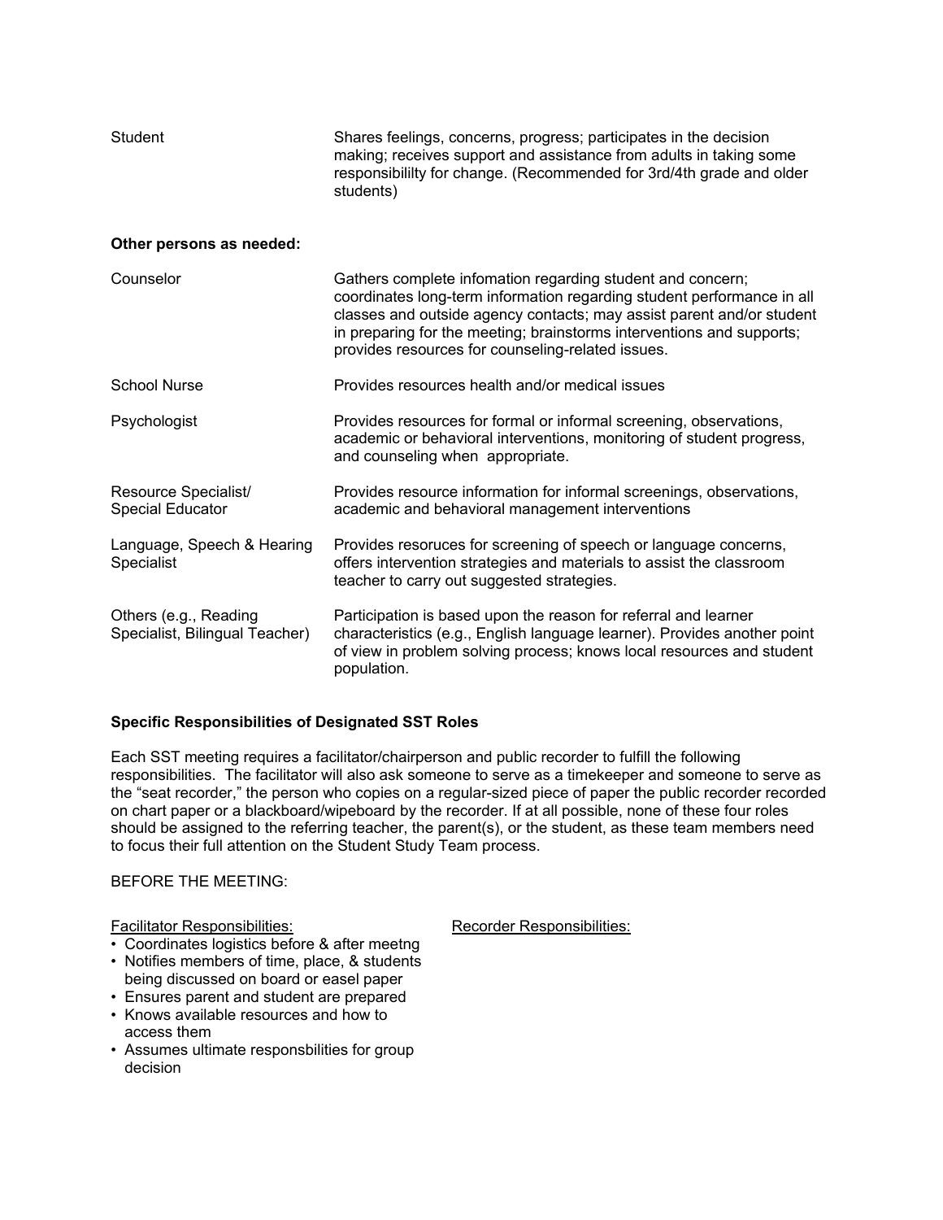| | |
|---|---|
| Student | Shares feelings, concerns, progress; participates in the decision making; receives support and assistance from adults in taking some responsibililty for change. (Recommended for 3rd/4th grade and older students) |

**Other persons as needed:**

| | |
|---|---|
| Counselor | Gathers complete infomation regarding student and concern; coordinates long-term information regarding student performance in all classes and outside agency contacts; may assist parent and/or student in preparing for the meeting; brainstorms interventions and supports; provides resources for counseling-related issues. |
| School Nurse | Provides resources health and/or medical issues |
| Psychologist | Provides resources for formal or informal screening, observations, academic or behavioral interventions, monitoring of student progress, and counseling when appropriate. |
| Resource Specialist/ Special Educator | Provides resource information for informal screenings, observations, academic and behavioral management interventions |
| Language, Speech & Hearing Specialist | Provides resoruces for screening of speech or language concerns, offers intervention strategies and materials to assist the classroom teacher to carry out suggested strategies. |
| Others (e.g., Reading Specialist, Bilingual Teacher) | Participation is based upon the reason for referral and learner characteristics (e.g., English language learner). Provides another point of view in problem solving process; knows local resources and student population. |

**Specific Responsibilities of Designated SST Roles**

Each SST meeting requires a facilitator/chairperson and public recorder to fulfill the following responsibilities. The facilitator will also ask someone to serve as a timekeeper and someone to serve as the "seat recorder," the person who copies on a regular-sized piece of paper the public recorder recorded on chart paper or a blackboard/wipeboard by the recorder. If at all possible, none of these four roles should be assigned to the referring teacher, the parent(s), or the student, as these team members need to focus their full attention on the Student Study Team process.

BEFORE THE MEETING:

Facilitator Responsibilities:

- Coordinates logistics before & after meetng
- Notifies members of time, place, & students being discussed on board or easel paper
- Ensures parent and student are prepared
- Knows available resources and how to access them
- Assumes ultimate responsbilities for group decision

Recorder Responsibilities: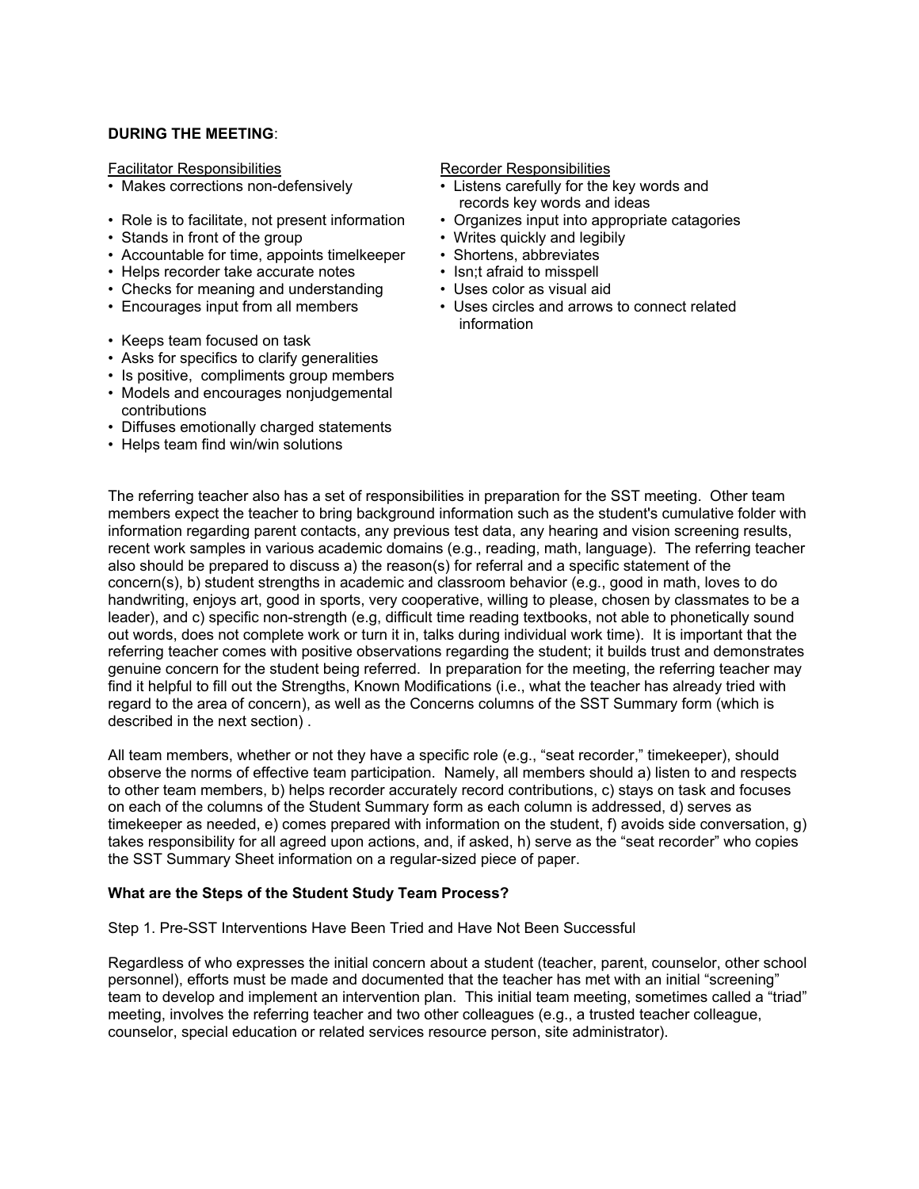**DURING THE MEETING**:

Facilitator Responsibilities

- Makes corrections non-defensively
- Role is to facilitate, not present information
- Stands in front of the group
- Accountable for time, appoints timelkeeper
- Helps recorder take accurate notes
- Checks for meaning and understanding
- Encourages input from all members
- Keeps team focused on task
- Asks for specifics to clarify generalities
- Is positive, compliments group members
- Models and encourages nonjudgemental contributions
- Diffuses emotionally charged statements
- Helps team find win/win solutions

Recorder Responsibilities

- Listens carefully for the key words and records key words and ideas
- Organizes input into appropriate catagories
- Writes quickly and legibly
- Shortens, abbreviates
- Isn;t afraid to misspell
- Uses color as visual aid
- Uses circles and arrows to connect related information

The referring teacher also has a set of responsibilities in preparation for the SST meeting. Other team members expect the teacher to bring background information such as the student's cumulative folder with information regarding parent contacts, any previous test data, any hearing and vision screening results, recent work samples in various academic domains (e.g., reading, math, language). The referring teacher also should be prepared to discuss a) the reason(s) for referral and a specific statement of the concern(s), b) student strengths in academic and classroom behavior (e.g., good in math, loves to do handwriting, enjoys art, good in sports, very cooperative, willing to please, chosen by classmates to be a leader), and c) specific non-strength (e.g, difficult time reading textbooks, not able to phonetically sound out words, does not complete work or turn it in, talks during individual work time). It is important that the referring teacher comes with positive observations regarding the student; it builds trust and demonstrates genuine concern for the student being referred. In preparation for the meeting, the referring teacher may find it helpful to fill out the Strengths, Known Modifications (i.e., what the teacher has already tried with regard to the area of concern), as well as the Concerns columns of the SST Summary form (which is described in the next section) .

All team members, whether or not they have a specific role (e.g., "seat recorder," timekeeper), should observe the norms of effective team participation. Namely, all members should a) listen to and respects to other team members, b) helps recorder accurately record contributions, c) stays on task and focuses on each of the columns of the Student Summary form as each column is addressed, d) serves as timekeeper as needed, e) comes prepared with information on the student, f) avoids side conversation, g) takes responsibility for all agreed upon actions, and, if asked, h) serve as the "seat recorder" who copies the SST Summary Sheet information on a regular-sized piece of paper.

**What are the Steps of the Student Study Team Process?**

Step 1. Pre-SST Interventions Have Been Tried and Have Not Been Successful

Regardless of who expresses the initial concern about a student (teacher, parent, counselor, other school personnel), efforts must be made and documented that the teacher has met with an initial "screening" team to develop and implement an intervention plan. This initial team meeting, sometimes called a "triad" meeting, involves the referring teacher and two other colleagues (e.g., a trusted teacher colleague, counselor, special education or related services resource person, site administrator).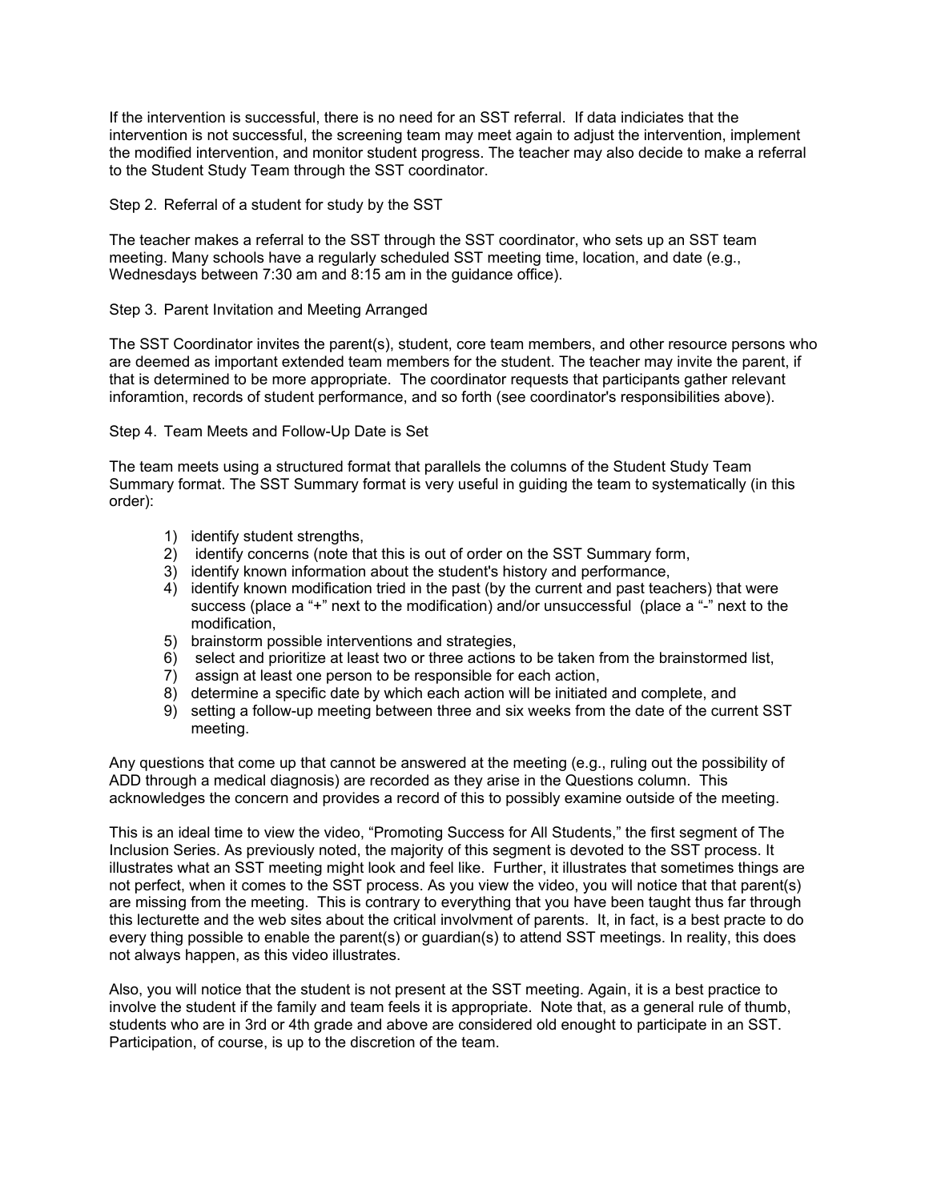If the intervention is successful, there is no need for an SST referral. If data indiciates that the intervention is not successful, the screening team may meet again to adjust the intervention, implement the modified intervention, and monitor student progress. The teacher may also decide to make a referral to the Student Study Team through the SST coordinator.

Step 2. Referral of a student for study by the SST

The teacher makes a referral to the SST through the SST coordinator, who sets up an SST team meeting. Many schools have a regularly scheduled SST meeting time, location, and date (e.g., Wednesdays between 7:30 am and 8:15 am in the guidance office).

Step 3. Parent Invitation and Meeting Arranged

The SST Coordinator invites the parent(s), student, core team members, and other resource persons who are deemed as important extended team members for the student. The teacher may invite the parent, if that is determined to be more appropriate. The coordinator requests that participants gather relevant inforamtion, records of student performance, and so forth (see coordinator's responsibilities above).

Step 4. Team Meets and Follow-Up Date is Set

The team meets using a structured format that parallels the columns of the Student Study Team Summary format. The SST Summary format is very useful in guiding the team to systematically (in this order):

1) identify student strengths,
2) identify concerns (note that this is out of order on the SST Summary form,
3) identify known information about the student's history and performance,
4) identify known modification tried in the past (by the current and past teachers) that were success (place a "+" next to the modification) and/or unsuccessful (place a "-" next to the modification,
5) brainstorm possible interventions and strategies,
6) select and prioritize at least two or three actions to be taken from the brainstormed list,
7) assign at least one person to be responsible for each action,
8) determine a specific date by which each action will be initiated and complete, and
9) setting a follow-up meeting between three and six weeks from the date of the current SST meeting.

Any questions that come up that cannot be answered at the meeting (e.g., ruling out the possibility of ADD through a medical diagnosis) are recorded as they arise in the Questions column. This acknowledges the concern and provides a record of this to possibly examine outside of the meeting.

This is an ideal time to view the video, "Promoting Success for All Students," the first segment of The Inclusion Series. As previously noted, the majority of this segment is devoted to the SST process. It illustrates what an SST meeting might look and feel like. Further, it illustrates that sometimes things are not perfect, when it comes to the SST process. As you view the video, you will notice that that parent(s) are missing from the meeting. This is contrary to everything that you have been taught thus far through this lecturette and the web sites about the critical involvment of parents. It, in fact, is a best practe to do every thing possible to enable the parent(s) or guardian(s) to attend SST meetings. In reality, this does not always happen, as this video illustrates.

Also, you will notice that the student is not present at the SST meeting. Again, it is a best practice to involve the student if the family and team feels it is appropriate. Note that, as a general rule of thumb, students who are in 3rd or 4th grade and above are considered old enought to participate in an SST. Participation, of course, is up to the discretion of the team.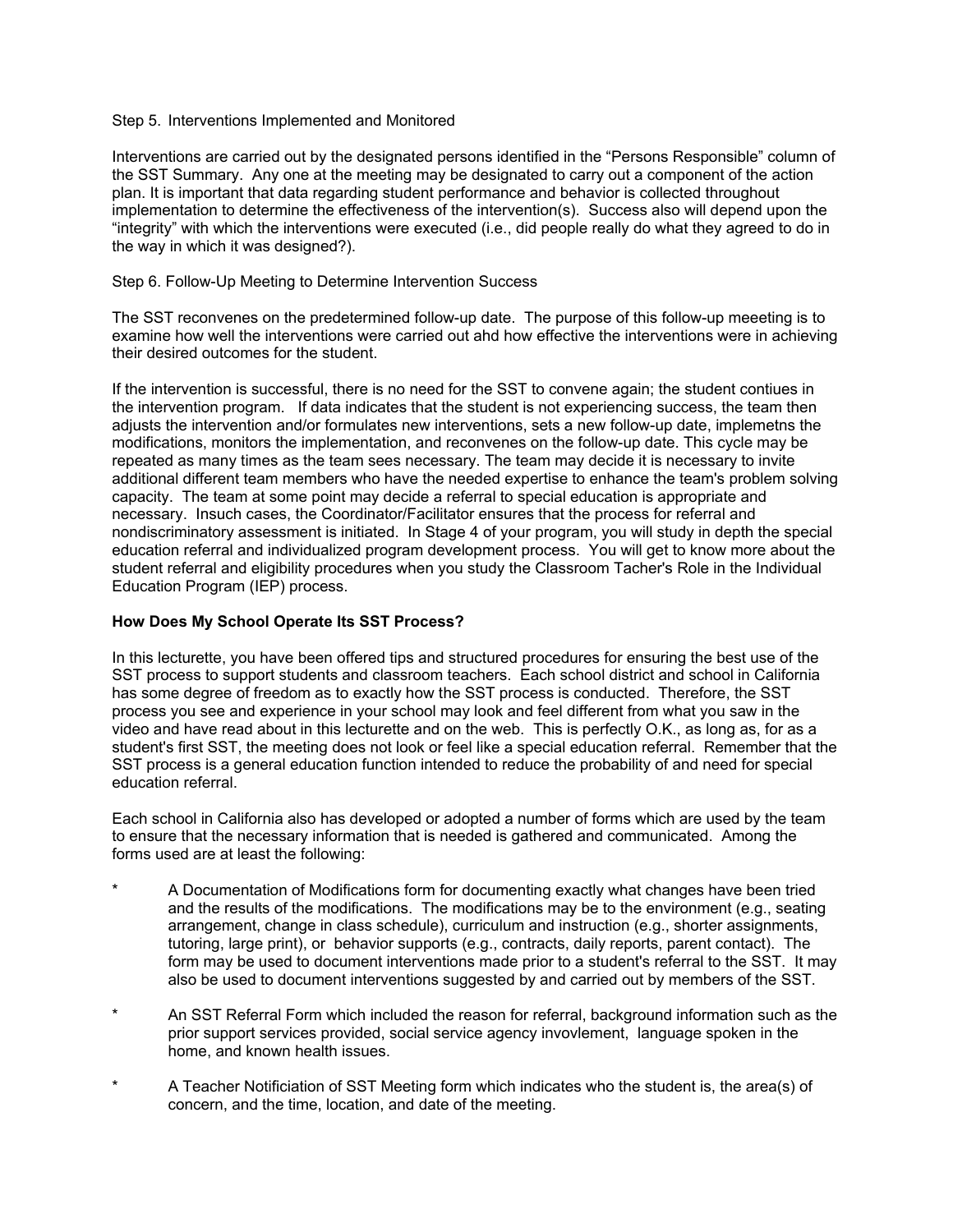Step 5. Interventions Implemented and Monitored

Interventions are carried out by the designated persons identified in the "Persons Responsible" column of the SST Summary. Any one at the meeting may be designated to carry out a component of the action plan. It is important that data regarding student performance and behavior is collected throughout implementation to determine the effectiveness of the intervention(s). Success also will depend upon the "integrity" with which the interventions were executed (i.e., did people really do what they agreed to do in the way in which it was designed?).

Step 6. Follow-Up Meeting to Determine Intervention Success

The SST reconvenes on the predetermined follow-up date. The purpose of this follow-up meeeting is to examine how well the interventions were carried out ahd how effective the interventions were in achieving their desired outcomes for the student.

If the intervention is successful, there is no need for the SST to convene again; the student contiues in the intervention program. If data indicates that the student is not experiencing success, the team then adjusts the intervention and/or formulates new interventions, sets a new follow-up date, implemetns the modifications, monitors the implementation, and reconvenes on the follow-up date. This cycle may be repeated as many times as the team sees necessary. The team may decide it is necessary to invite additional different team members who have the needed expertise to enhance the team's problem solving capacity. The team at some point may decide a referral to special education is appropriate and necessary. Insuch cases, the Coordinator/Facilitator ensures that the process for referral and nondiscriminatory assessment is initiated. In Stage 4 of your program, you will study in depth the special education referral and individualized program development process. You will get to know more about the student referral and eligibility procedures when you study the Classroom Tacher's Role in the Individual Education Program (IEP) process.

**How Does My School Operate Its SST Process?**

In this lecturette, you have been offered tips and structured procedures for ensuring the best use of the SST process to support students and classroom teachers. Each school district and school in California has some degree of freedom as to exactly how the SST process is conducted. Therefore, the SST process you see and experience in your school may look and feel different from what you saw in the video and have read about in this lecturette and on the web. This is perfectly O.K., as long as, for as a student's first SST, the meeting does not look or feel like a special education referral. Remember that the SST process is a general education function intended to reduce the probability of and need for special education referral.

Each school in California also has developed or adopted a number of forms which are used by the team to ensure that the necessary information that is needed is gathered and communicated. Among the forms used are at least the following:

* A Documentation of Modifications form for documenting exactly what changes have been tried and the results of the modifications. The modifications may be to the environment (e.g., seating arrangement, change in class schedule), curriculum and instruction (e.g., shorter assignments, tutoring, large print), or behavior supports (e.g., contracts, daily reports, parent contact). The form may be used to document interventions made prior to a student's referral to the SST. It may also be used to document interventions suggested by and carried out by members of the SST.

* An SST Referral Form which included the reason for referral, background information such as the prior support services provided, social service agency invovlement, language spoken in the home, and known health issues.

* A Teacher Notificiation of SST Meeting form which indicates who the student is, the area(s) of concern, and the time, location, and date of the meeting.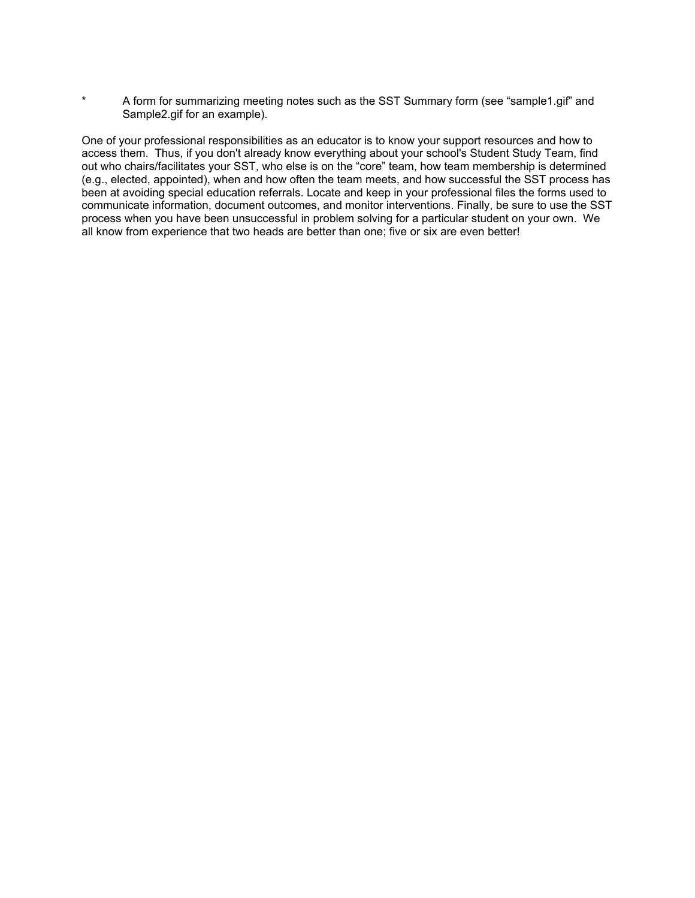* A form for summarizing meeting notes such as the SST Summary form (see "sample1.gif" and Sample2.gif for an example).

One of your professional responsibilities as an educator is to know your support resources and how to access them. Thus, if you don't already know everything about your school's Student Study Team, find out who chairs/facilitates your SST, who else is on the "core" team, how team membership is determined (e.g., elected, appointed), when and how often the team meets, and how successful the SST process has been at avoiding special education referrals. Locate and keep in your professional files the forms used to communicate information, document outcomes, and monitor interventions. Finally, be sure to use the SST process when you have been unsuccessful in problem solving for a particular student on your own. We all know from experience that two heads are better than one; five or six are even better!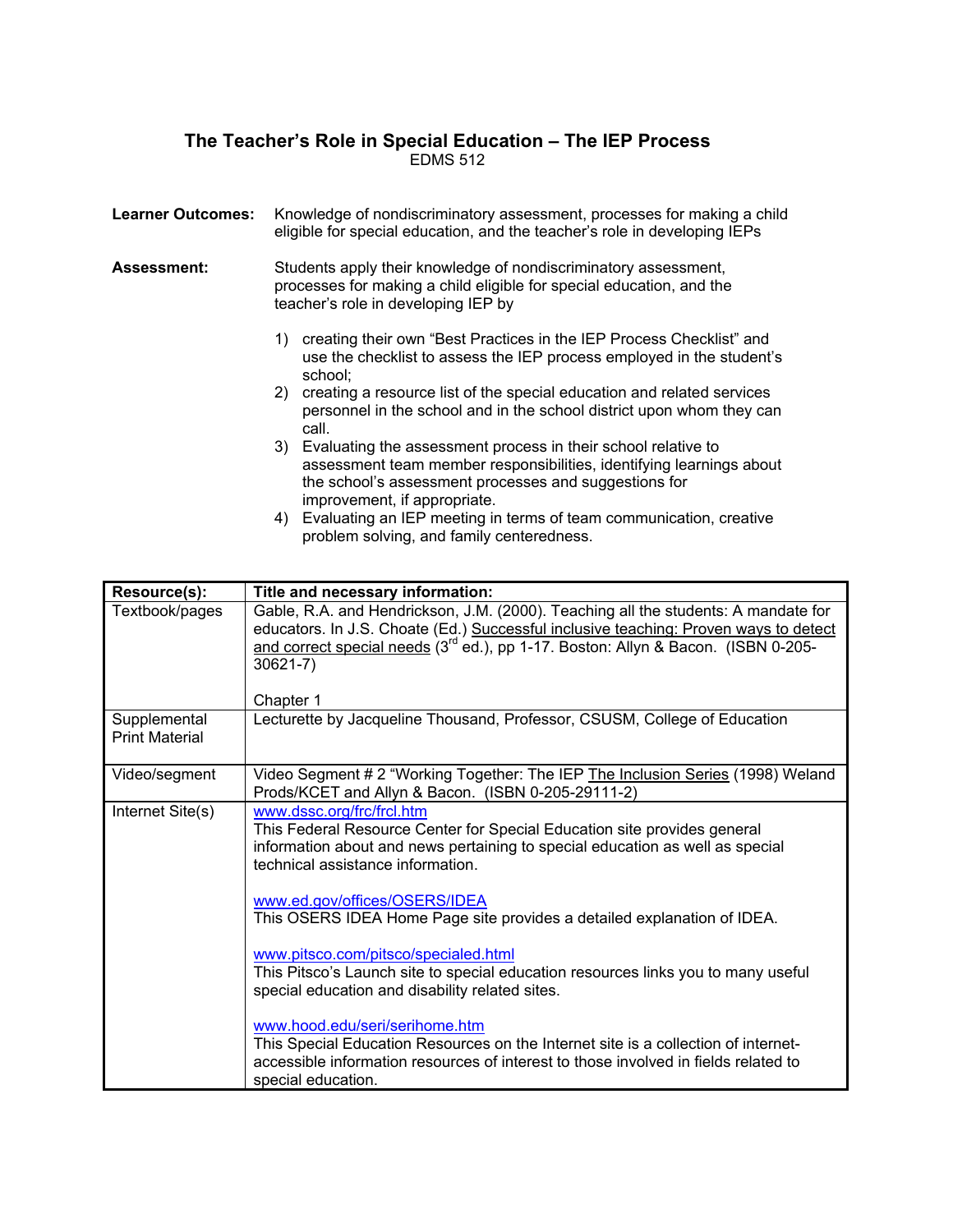# The Teacher's Role in Special Education – The IEP Process

EDMS 512

**Learner Outcomes:** Knowledge of nondiscriminatory assessment, processes for making a child eligible for special education, and the teacher's role in developing IEPs

**Assessment:** Students apply their knowledge of nondiscriminatory assessment, processes for making a child eligible for special education, and the teacher's role in developing IEP by

1) creating their own "Best Practices in the IEP Process Checklist" and use the checklist to assess the IEP process employed in the student's school;
2) creating a resource list of the special education and related services personnel in the school and in the school district upon whom they can call.
3) Evaluating the assessment process in their school relative to assessment team member responsibilities, identifying learnings about the school's assessment processes and suggestions for improvement, if appropriate.
4) Evaluating an IEP meeting in terms of team communication, creative problem solving, and family centeredness.

| Resource(s): | Title and necessary information: |
|---|---|
| Textbook/pages | Gable, R.A. and Hendrickson, J.M. (2000). Teaching all the students: A mandate for educators. In J.S. Choate (Ed.) Successful inclusive teaching: Proven ways to detect and correct special needs (3rd ed.), pp 1-17. Boston: Allyn & Bacon. (ISBN 0-205-30621-7)<br><br>Chapter 1 |
| Supplemental Print Material | Lecturette by Jacqueline Thousand, Professor, CSUSM, College of Education |
| Video/segment | Video Segment # 2 "Working Together: The IEP The Inclusion Series (1998) Weland Prods/KCET and Allyn & Bacon. (ISBN 0-205-29111-2) |
| Internet Site(s) | www.dssc.org/frc/frcl.htm<br>This Federal Resource Center for Special Education site provides general information about and news pertaining to special education as well as special technical assistance information.<br><br>www.ed.gov/offices/OSERS/IDEA<br>This OSERS IDEA Home Page site provides a detailed explanation of IDEA.<br><br>www.pitsco.com/pitsco/specialed.html<br>This Pitsco's Launch site to special education resources links you to many useful special education and disability related sites.<br><br>www.hood.edu/seri/serihome.htm<br>This Special Education Resources on the Internet site is a collection of internet-accessible information resources of interest to those involved in fields related to special education. |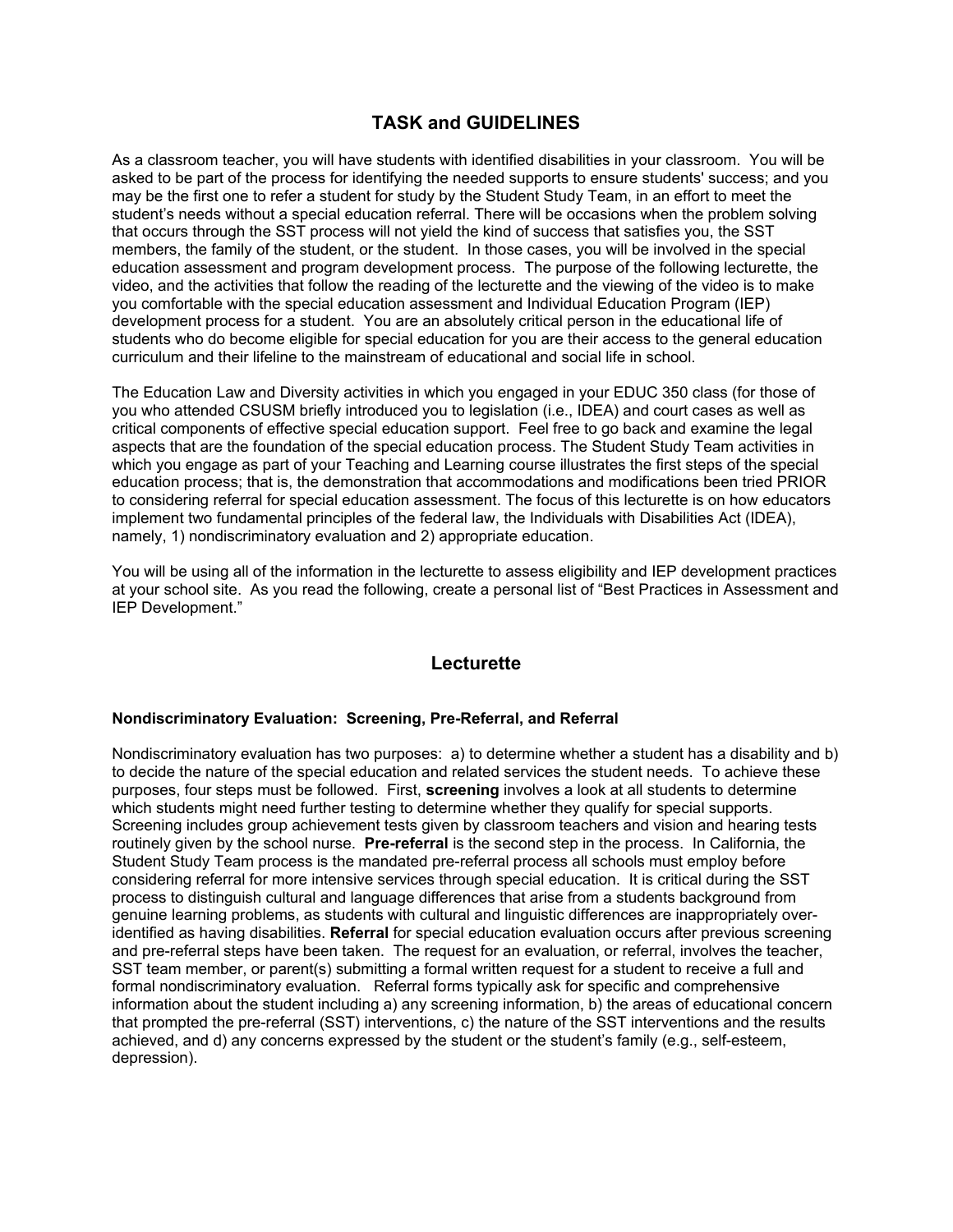# TASK and GUIDELINES

As a classroom teacher, you will have students with identified disabilities in your classroom. You will be asked to be part of the process for identifying the needed supports to ensure students' success; and you may be the first one to refer a student for study by the Student Study Team, in an effort to meet the student's needs without a special education referral. There will be occasions when the problem solving that occurs through the SST process will not yield the kind of success that satisfies you, the SST members, the family of the student, or the student. In those cases, you will be involved in the special education assessment and program development process. The purpose of the following lecturette, the video, and the activities that follow the reading of the lecturette and the viewing of the video is to make you comfortable with the special education assessment and Individual Education Program (IEP) development process for a student. You are an absolutely critical person in the educational life of students who do become eligible for special education for you are their access to the general education curriculum and their lifeline to the mainstream of educational and social life in school.

The Education Law and Diversity activities in which you engaged in your EDUC 350 class (for those of you who attended CSUSM briefly introduced you to legislation (i.e., IDEA) and court cases as well as critical components of effective special education support. Feel free to go back and examine the legal aspects that are the foundation of the special education process. The Student Study Team activities in which you engage as part of your Teaching and Learning course illustrates the first steps of the special education process; that is, the demonstration that accommodations and modifications been tried PRIOR to considering referral for special education assessment. The focus of this lecturette is on how educators implement two fundamental principles of the federal law, the Individuals with Disabilities Act (IDEA), namely, 1) nondiscriminatory evaluation and 2) appropriate education.

You will be using all of the information in the lecturette to assess eligibility and IEP development practices at your school site. As you read the following, create a personal list of "Best Practices in Assessment and IEP Development."

## Lecturette

### Nondiscriminatory Evaluation: Screening, Pre-Referral, and Referral

Nondiscriminatory evaluation has two purposes: a) to determine whether a student has a disability and b) to decide the nature of the special education and related services the student needs. To achieve these purposes, four steps must be followed. First, **screening** involves a look at all students to determine which students might need further testing to determine whether they qualify for special supports. Screening includes group achievement tests given by classroom teachers and vision and hearing tests routinely given by the school nurse. **Pre-referral** is the second step in the process. In California, the Student Study Team process is the mandated pre-referral process all schools must employ before considering referral for more intensive services through special education. It is critical during the SST process to distinguish cultural and language differences that arise from a students background from genuine learning problems, as students with cultural and linguistic differences are inappropriately over-identified as having disabilities. **Referral** for special education evaluation occurs after previous screening and pre-referral steps have been taken. The request for an evaluation, or referral, involves the teacher, SST team member, or parent(s) submitting a formal written request for a student to receive a full and formal nondiscriminatory evaluation. Referral forms typically ask for specific and comprehensive information about the student including a) any screening information, b) the areas of educational concern that prompted the pre-referral (SST) interventions, c) the nature of the SST interventions and the results achieved, and d) any concerns expressed by the student or the student's family (e.g., self-esteem, depression).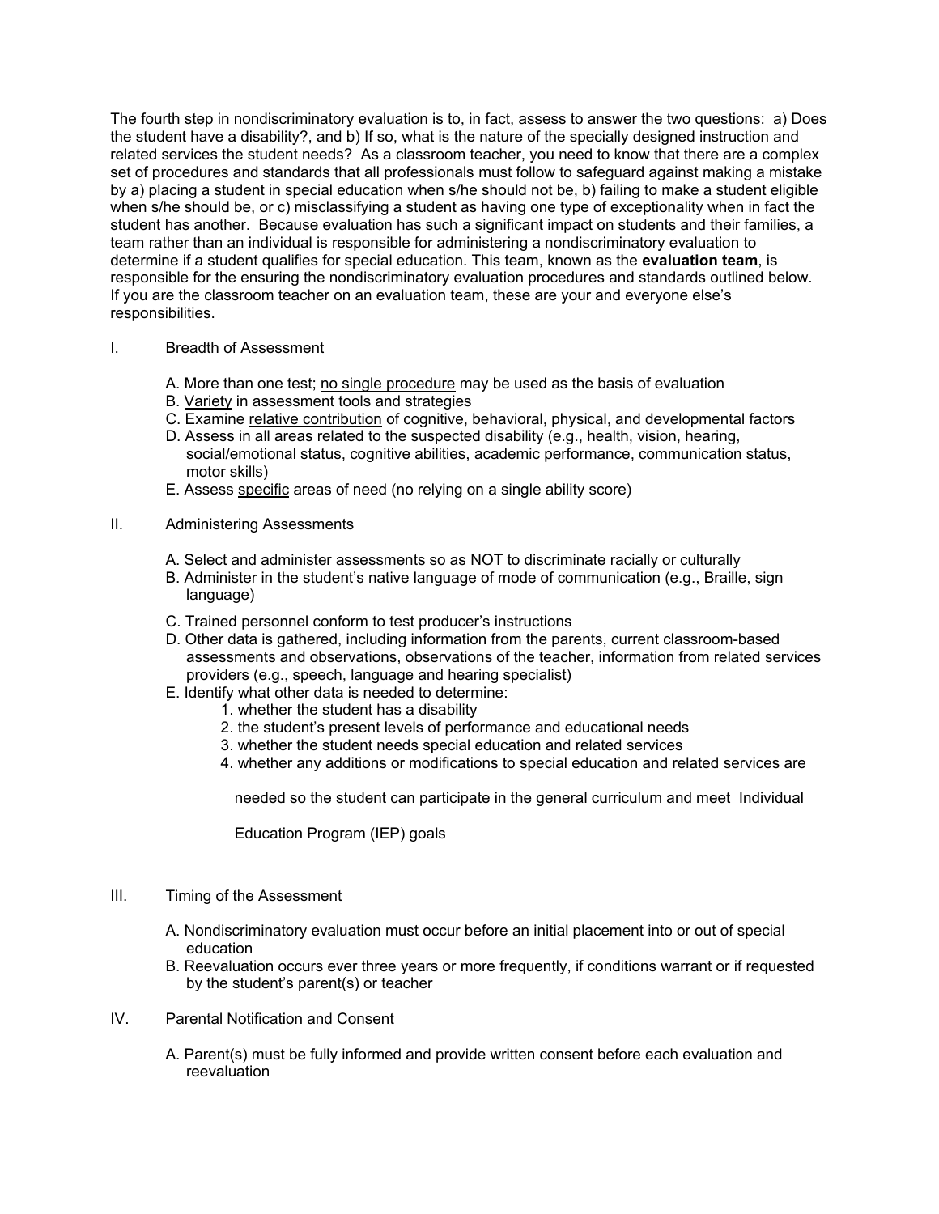The fourth step in nondiscriminatory evaluation is to, in fact, assess to answer the two questions: a) Does the student have a disability?, and b) If so, what is the nature of the specially designed instruction and related services the student needs? As a classroom teacher, you need to know that there are a complex set of procedures and standards that all professionals must follow to safeguard against making a mistake by a) placing a student in special education when s/he should not be, b) failing to make a student eligible when s/he should be, or c) misclassifying a student as having one type of exceptionality when in fact the student has another. Because evaluation has such a significant impact on students and their families, a team rather than an individual is responsible for administering a nondiscriminatory evaluation to determine if a student qualifies for special education. This team, known as the **evaluation team**, is responsible for the ensuring the nondiscriminatory evaluation procedures and standards outlined below. If you are the classroom teacher on an evaluation team, these are your and everyone else's responsibilities.

I. Breadth of Assessment

A. More than one test; <u>no single procedure</u> may be used as the basis of evaluation
B. <u>Variety</u> in assessment tools and strategies
C. Examine <u>relative contribution</u> of cognitive, behavioral, physical, and developmental factors
D. Assess in <u>all areas related</u> to the suspected disability (e.g., health, vision, hearing, social/emotional status, cognitive abilities, academic performance, communication status, motor skills)
E. Assess <u>specific</u> areas of need (no relying on a single ability score)

II. Administering Assessments

A. Select and administer assessments so as NOT to discriminate racially or culturally
B. Administer in the student's native language of mode of communication (e.g., Braille, sign language)
C. Trained personnel conform to test producer's instructions
D. Other data is gathered, including information from the parents, current classroom-based assessments and observations, observations of the teacher, information from related services providers (e.g., speech, language and hearing specialist)
E. Identify what other data is needed to determine:
   1. whether the student has a disability
   2. the student's present levels of performance and educational needs
   3. whether the student needs special education and related services
   4. whether any additions or modifications to special education and related services are needed so the student can participate in the general curriculum and meet Individual Education Program (IEP) goals

III. Timing of the Assessment

A. Nondiscriminatory evaluation must occur before an initial placement into or out of special education
B. Reevaluation occurs ever three years or more frequently, if conditions warrant or if requested by the student's parent(s) or teacher

IV. Parental Notification and Consent

A. Parent(s) must be fully informed and provide written consent before each evaluation and reevaluation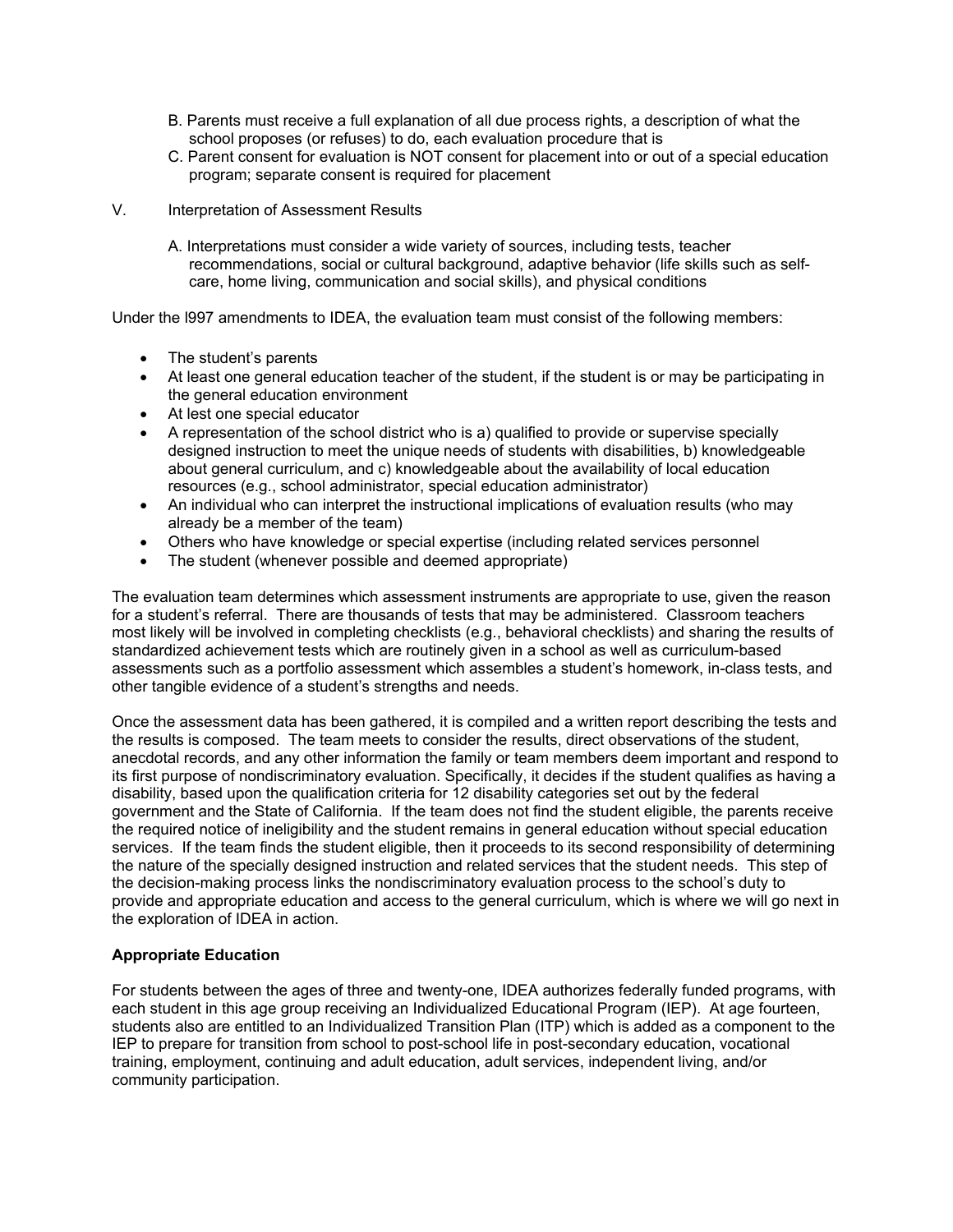B. Parents must receive a full explanation of all due process rights, a description of what the school proposes (or refuses) to do, each evaluation procedure that is

C. Parent consent for evaluation is NOT consent for placement into or out of a special education program; separate consent is required for placement

V. Interpretation of Assessment Results

A. Interpretations must consider a wide variety of sources, including tests, teacher recommendations, social or cultural background, adaptive behavior (life skills such as self-care, home living, communication and social skills), and physical conditions

Under the l997 amendments to IDEA, the evaluation team must consist of the following members:

- The student's parents
- At least one general education teacher of the student, if the student is or may be participating in the general education environment
- At lest one special educator
- A representation of the school district who is a) qualified to provide or supervise specially designed instruction to meet the unique needs of students with disabilities, b) knowledgeable about general curriculum, and c) knowledgeable about the availability of local education resources (e.g., school administrator, special education administrator)
- An individual who can interpret the instructional implications of evaluation results (who may already be a member of the team)
- Others who have knowledge or special expertise (including related services personnel
- The student (whenever possible and deemed appropriate)

The evaluation team determines which assessment instruments are appropriate to use, given the reason for a student's referral. There are thousands of tests that may be administered. Classroom teachers most likely will be involved in completing checklists (e.g., behavioral checklists) and sharing the results of standardized achievement tests which are routinely given in a school as well as curriculum-based assessments such as a portfolio assessment which assembles a student's homework, in-class tests, and other tangible evidence of a student's strengths and needs.

Once the assessment data has been gathered, it is compiled and a written report describing the tests and the results is composed. The team meets to consider the results, direct observations of the student, anecdotal records, and any other information the family or team members deem important and respond to its first purpose of nondiscriminatory evaluation. Specifically, it decides if the student qualifies as having a disability, based upon the qualification criteria for 12 disability categories set out by the federal government and the State of California. If the team does not find the student eligible, the parents receive the required notice of ineligibility and the student remains in general education without special education services. If the team finds the student eligible, then it proceeds to its second responsibility of determining the nature of the specially designed instruction and related services that the student needs. This step of the decision-making process links the nondiscriminatory evaluation process to the school's duty to provide and appropriate education and access to the general curriculum, which is where we will go next in the exploration of IDEA in action.

**Appropriate Education**

For students between the ages of three and twenty-one, IDEA authorizes federally funded programs, with each student in this age group receiving an Individualized Educational Program (IEP). At age fourteen, students also are entitled to an Individualized Transition Plan (ITP) which is added as a component to the IEP to prepare for transition from school to post-school life in post-secondary education, vocational training, employment, continuing and adult education, adult services, independent living, and/or community participation.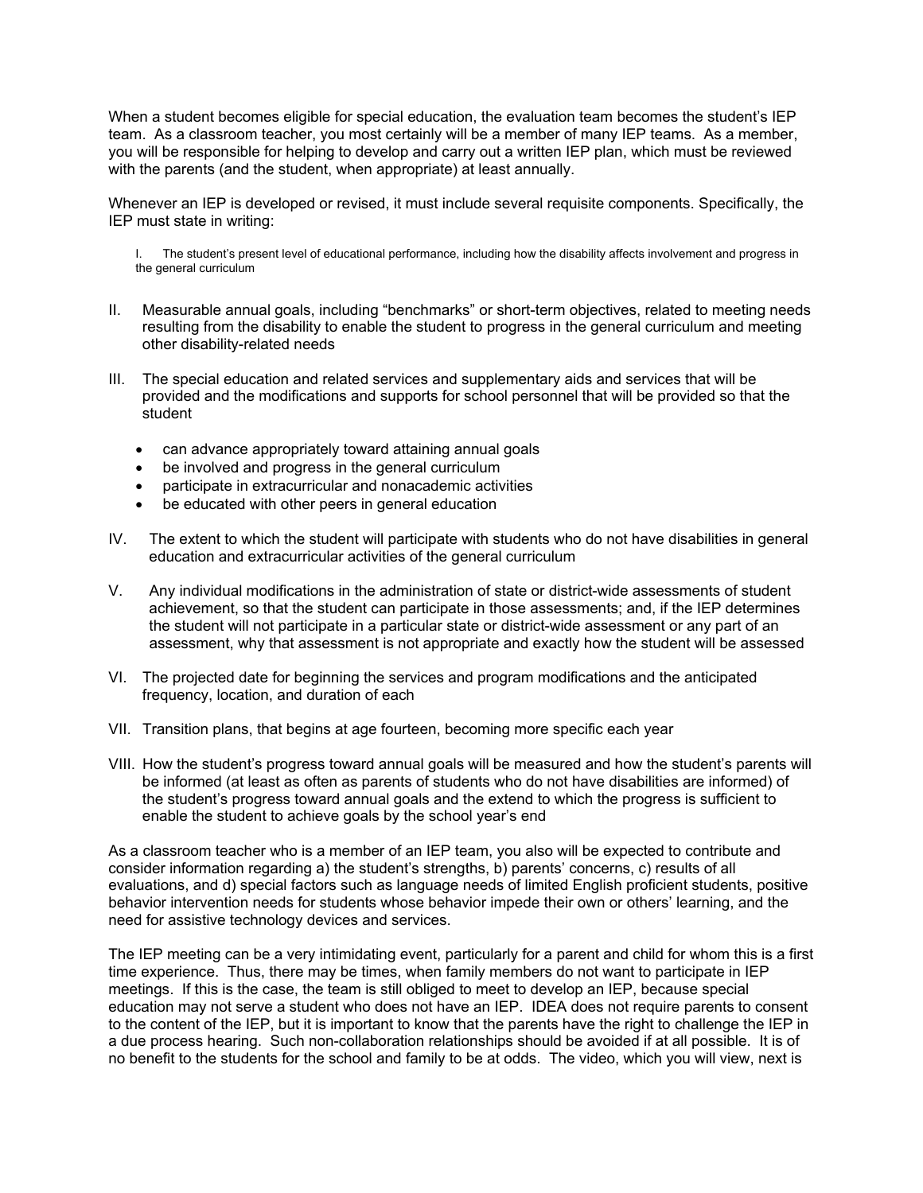When a student becomes eligible for special education, the evaluation team becomes the student's IEP team. As a classroom teacher, you most certainly will be a member of many IEP teams. As a member, you will be responsible for helping to develop and carry out a written IEP plan, which must be reviewed with the parents (and the student, when appropriate) at least annually.

Whenever an IEP is developed or revised, it must include several requisite components. Specifically, the IEP must state in writing:

I. The student's present level of educational performance, including how the disability affects involvement and progress in the general curriculum

II. Measurable annual goals, including "benchmarks" or short-term objectives, related to meeting needs resulting from the disability to enable the student to progress in the general curriculum and meeting other disability-related needs

III. The special education and related services and supplementary aids and services that will be provided and the modifications and supports for school personnel that will be provided so that the student

- can advance appropriately toward attaining annual goals
- be involved and progress in the general curriculum
- participate in extracurricular and nonacademic activities
- be educated with other peers in general education

IV. The extent to which the student will participate with students who do not have disabilities in general education and extracurricular activities of the general curriculum

V. Any individual modifications in the administration of state or district-wide assessments of student achievement, so that the student can participate in those assessments; and, if the IEP determines the student will not participate in a particular state or district-wide assessment or any part of an assessment, why that assessment is not appropriate and exactly how the student will be assessed

VI. The projected date for beginning the services and program modifications and the anticipated frequency, location, and duration of each

VII. Transition plans, that begins at age fourteen, becoming more specific each year

VIII. How the student's progress toward annual goals will be measured and how the student's parents will be informed (at least as often as parents of students who do not have disabilities are informed) of the student's progress toward annual goals and the extend to which the progress is sufficient to enable the student to achieve goals by the school year's end

As a classroom teacher who is a member of an IEP team, you also will be expected to contribute and consider information regarding a) the student's strengths, b) parents' concerns, c) results of all evaluations, and d) special factors such as language needs of limited English proficient students, positive behavior intervention needs for students whose behavior impede their own or others' learning, and the need for assistive technology devices and services.

The IEP meeting can be a very intimidating event, particularly for a parent and child for whom this is a first time experience. Thus, there may be times, when family members do not want to participate in IEP meetings. If this is the case, the team is still obliged to meet to develop an IEP, because special education may not serve a student who does not have an IEP. IDEA does not require parents to consent to the content of the IEP, but it is important to know that the parents have the right to challenge the IEP in a due process hearing. Such non-collaboration relationships should be avoided if at all possible. It is of no benefit to the students for the school and family to be at odds. The video, which you will view, next is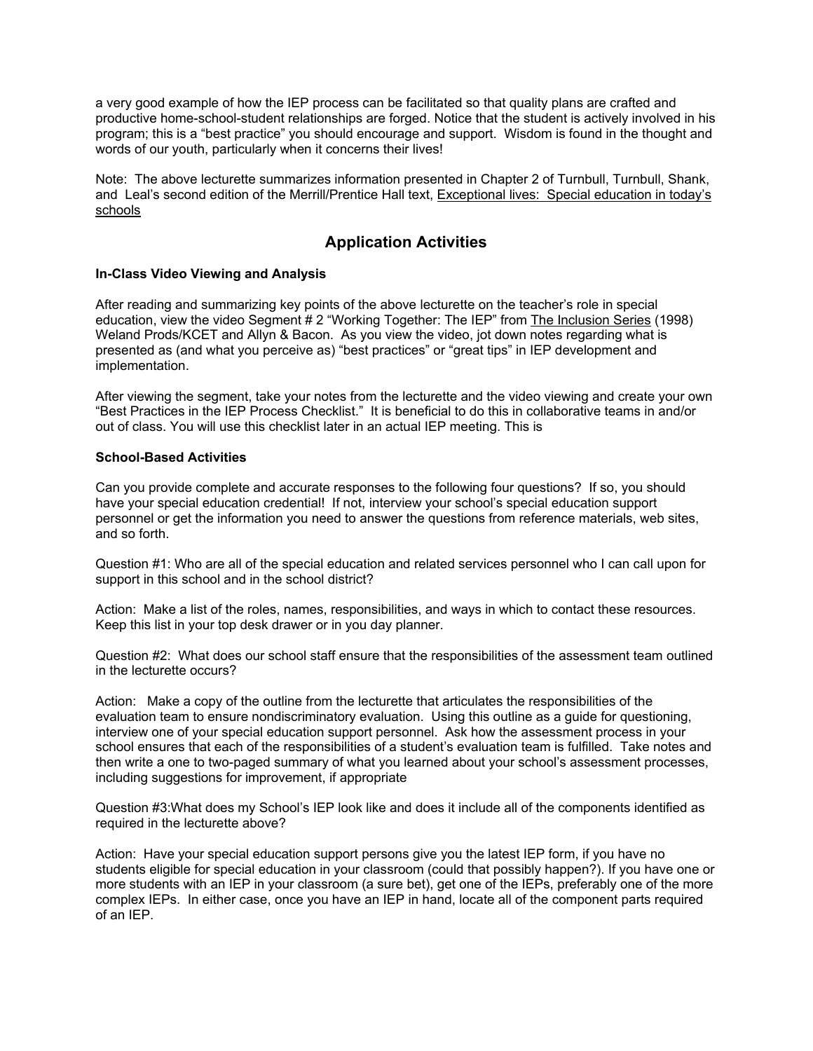a very good example of how the IEP process can be facilitated so that quality plans are crafted and productive home-school-student relationships are forged. Notice that the student is actively involved in his program; this is a "best practice" you should encourage and support. Wisdom is found in the thought and words of our youth, particularly when it concerns their lives!

Note: The above lecturette summarizes information presented in Chapter 2 of Turnbull, Turnbull, Shank, and Leal's second edition of the Merrill/Prentice Hall text, <u>Exceptional lives: Special education in today's schools</u>

## Application Activities

### In-Class Video Viewing and Analysis

After reading and summarizing key points of the above lecturette on the teacher's role in special education, view the video Segment # 2 "Working Together: The IEP" from <u>The Inclusion Series</u> (1998) Weland Prods/KCET and Allyn & Bacon. As you view the video, jot down notes regarding what is presented as (and what you perceive as) "best practices" or "great tips" in IEP development and implementation.

After viewing the segment, take your notes from the lecturette and the video viewing and create your own "Best Practices in the IEP Process Checklist." It is beneficial to do this in collaborative teams in and/or out of class. You will use this checklist later in an actual IEP meeting. This is

### School-Based Activities

Can you provide complete and accurate responses to the following four questions? If so, you should have your special education credential! If not, interview your school's special education support personnel or get the information you need to answer the questions from reference materials, web sites, and so forth.

Question #1: Who are all of the special education and related services personnel who I can call upon for support in this school and in the school district?

Action: Make a list of the roles, names, responsibilities, and ways in which to contact these resources. Keep this list in your top desk drawer or in you day planner.

Question #2: What does our school staff ensure that the responsibilities of the assessment team outlined in the lecturette occurs?

Action: Make a copy of the outline from the lecturette that articulates the responsibilities of the evaluation team to ensure nondiscriminatory evaluation. Using this outline as a guide for questioning, interview one of your special education support personnel. Ask how the assessment process in your school ensures that each of the responsibilities of a student's evaluation team is fulfilled. Take notes and then write a one to two-paged summary of what you learned about your school's assessment processes, including suggestions for improvement, if appropriate

Question #3:What does my School's IEP look like and does it include all of the components identified as required in the lecturette above?

Action: Have your special education support persons give you the latest IEP form, if you have no students eligible for special education in your classroom (could that possibly happen?). If you have one or more students with an IEP in your classroom (a sure bet), get one of the IEPs, preferably one of the more complex IEPs. In either case, once you have an IEP in hand, locate all of the component parts required of an IEP.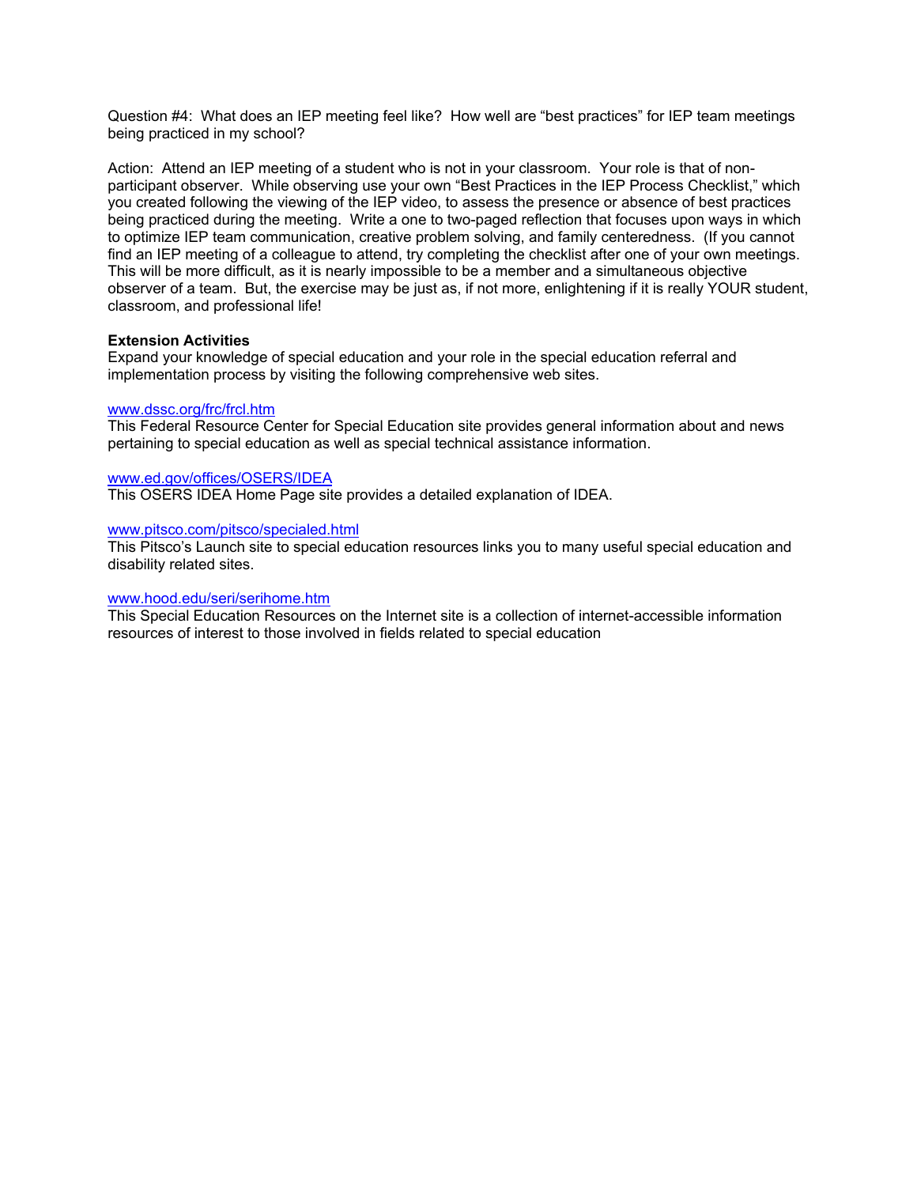Question #4: What does an IEP meeting feel like? How well are "best practices" for IEP team meetings being practiced in my school?

Action: Attend an IEP meeting of a student who is not in your classroom. Your role is that of non-participant observer. While observing use your own "Best Practices in the IEP Process Checklist," which you created following the viewing of the IEP video, to assess the presence or absence of best practices being practiced during the meeting. Write a one to two-paged reflection that focuses upon ways in which to optimize IEP team communication, creative problem solving, and family centeredness. (If you cannot find an IEP meeting of a colleague to attend, try completing the checklist after one of your own meetings. This will be more difficult, as it is nearly impossible to be a member and a simultaneous objective observer of a team. But, the exercise may be just as, if not more, enlightening if it is really YOUR student, classroom, and professional life!

**Extension Activities**

Expand your knowledge of special education and your role in the special education referral and implementation process by visiting the following comprehensive web sites.

www.dssc.org/frc/frcl.htm
This Federal Resource Center for Special Education site provides general information about and news pertaining to special education as well as special technical assistance information.

www.ed.gov/offices/OSERS/IDEA
This OSERS IDEA Home Page site provides a detailed explanation of IDEA.

www.pitsco.com/pitsco/specialed.html
This Pitsco's Launch site to special education resources links you to many useful special education and disability related sites.

www.hood.edu/seri/serihome.htm
This Special Education Resources on the Internet site is a collection of internet-accessible information resources of interest to those involved in fields related to special education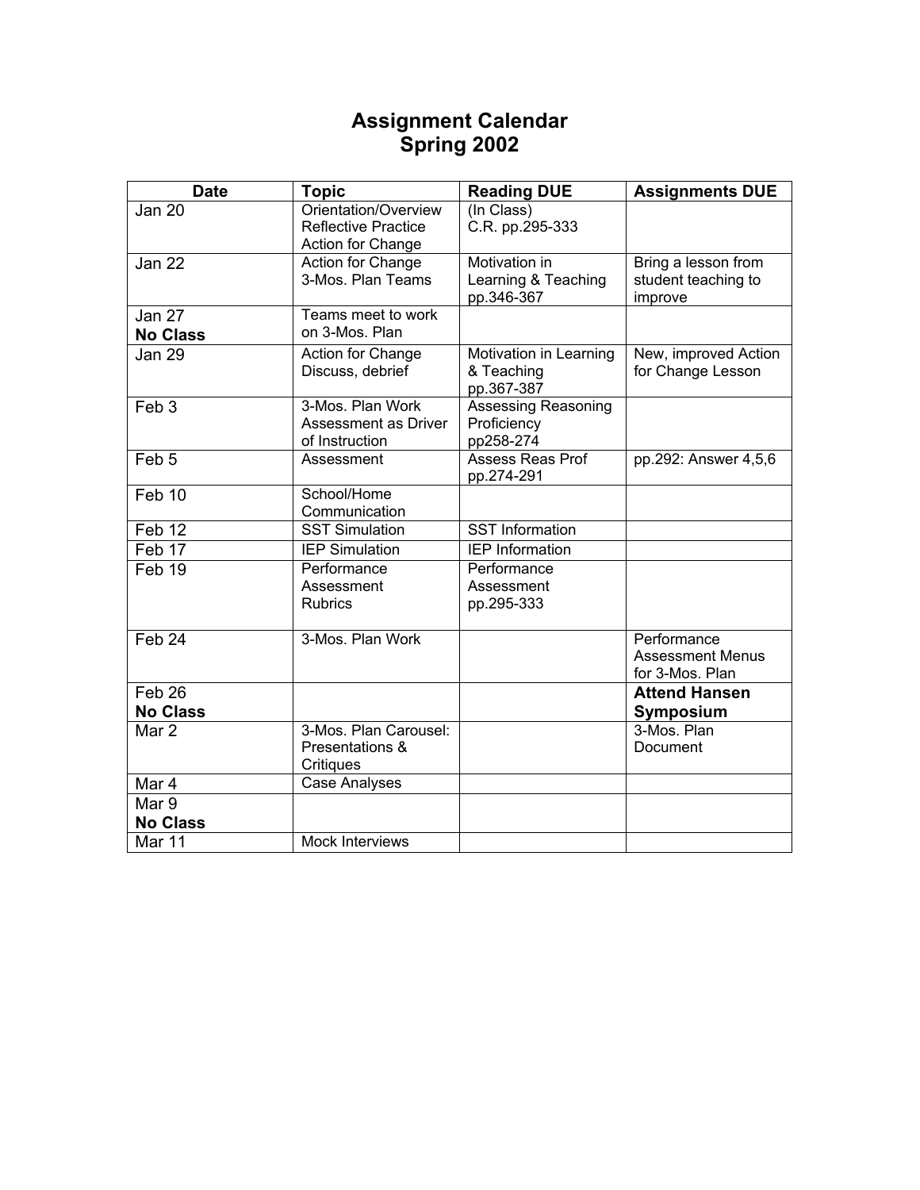# Assignment Calendar
# Spring 2002

| Date | Topic | Reading DUE | Assignments DUE |
|---|---|---|---|
| Jan 20 | Orientation/Overview Reflective Practice Action for Change | (In Class) C.R. pp.295-333 | |
| Jan 22 | Action for Change 3-Mos. Plan Teams | Motivation in Learning & Teaching pp.346-367 | Bring a lesson from student teaching to improve |
| Jan 27 **No Class** | Teams meet to work on 3-Mos. Plan | | |
| Jan 29 | Action for Change Discuss, debrief | Motivation in Learning & Teaching pp.367-387 | New, improved Action for Change Lesson |
| Feb 3 | 3-Mos. Plan Work Assessment as Driver of Instruction | Assessing Reasoning Proficiency pp258-274 | |
| Feb 5 | Assessment | Assess Reas Prof pp.274-291 | pp.292: Answer 4,5,6 |
| Feb 10 | School/Home Communication | | |
| Feb 12 | SST Simulation | SST Information | |
| Feb 17 | IEP Simulation | IEP Information | |
| Feb 19 | Performance Assessment Rubrics | Performance Assessment pp.295-333 | |
| Feb 24 | 3-Mos. Plan Work | | Performance Assessment Menus for 3-Mos. Plan |
| Feb 26 **No Class** | | | **Attend Hansen Symposium** |
| Mar 2 | 3-Mos. Plan Carousel: Presentations & Critiques | | 3-Mos. Plan Document |
| Mar 4 | Case Analyses | | |
| Mar 9 **No Class** | | | |
| Mar 11 | Mock Interviews | | |